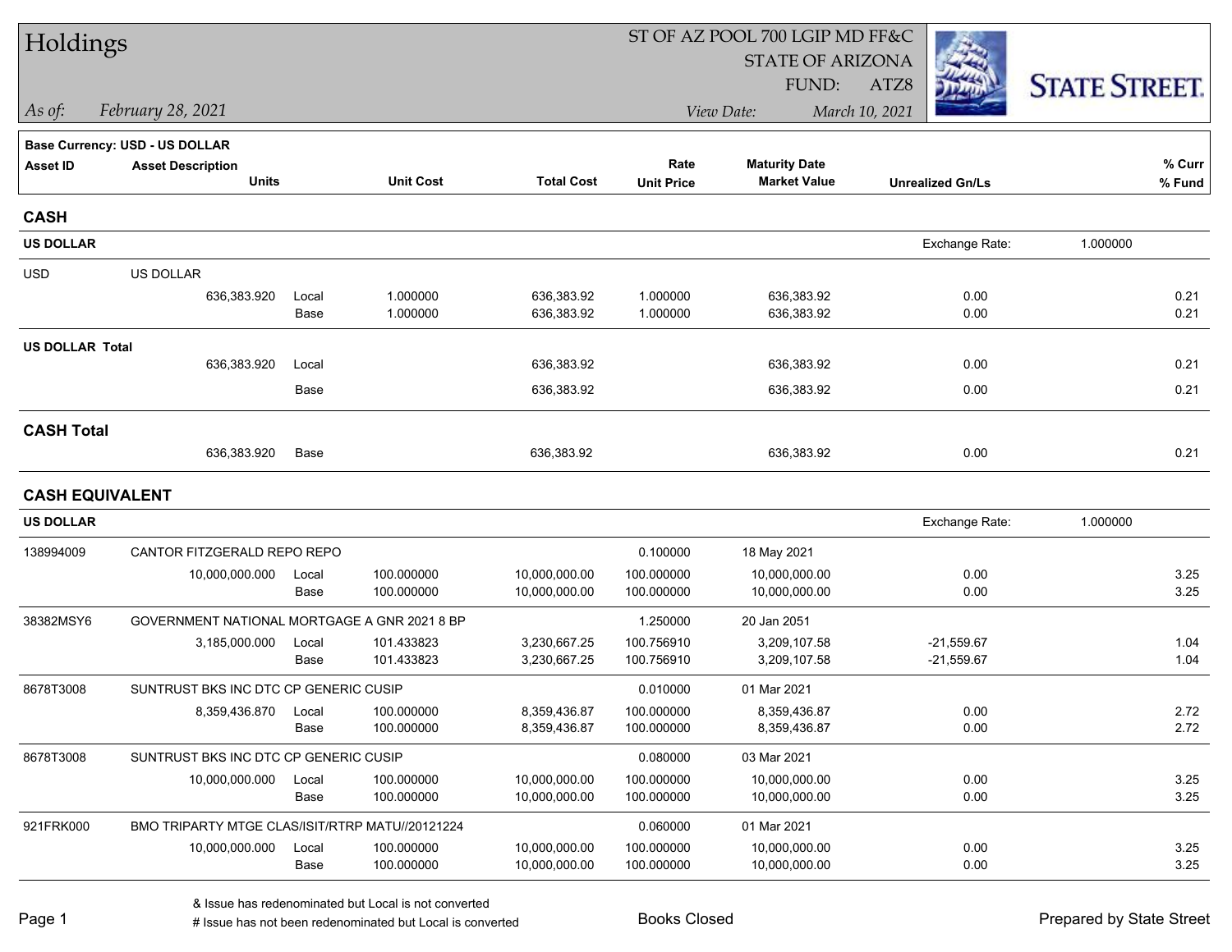# Holdings

ST OF AZ POOL 700 LGIP MD FF&C
STATE OF ARIZONA
FUND: ATZ8

*As of: February 28, 2021*

*View Date: March 10, 2021*

STATE STREET.

**Base Currency: USD - US DOLLAR**

| Asset ID | Asset Description / Units | | Unit Cost | Total Cost | Rate / Unit Price | Maturity Date / Market Value | Unrealized Gn/Ls | % Curr / % Fund |
|---|---|---|---|---|---|---|---|---|
| **CASH** | | | | | | | | |
| **US DOLLAR** | | | | | | | Exchange Rate: 1.000000 | |
| USD | US DOLLAR | | | | | | | |
| | 636,383.920 | Local | 1.000000 | 636,383.92 | 1.000000 | 636,383.92 | 0.00 | 0.21 |
| | | Base | 1.000000 | 636,383.92 | 1.000000 | 636,383.92 | 0.00 | 0.21 |
| **US DOLLAR Total** | | | | | | | | |
| | 636,383.920 | Local | | 636,383.92 | | 636,383.92 | 0.00 | 0.21 |
| | | Base | | 636,383.92 | | 636,383.92 | 0.00 | 0.21 |
| **CASH Total** | | | | | | | | |
| | 636,383.920 | Base | | 636,383.92 | | 636,383.92 | 0.00 | 0.21 |
| **CASH EQUIVALENT** | | | | | | | | |
| **US DOLLAR** | | | | | | | Exchange Rate: 1.000000 | |
| 138994009 | CANTOR FITZGERALD REPO REPO | | | | 0.100000 | 18 May 2021 | | |
| | 10,000,000.000 | Local | 100.000000 | 10,000,000.00 | 100.000000 | 10,000,000.00 | 0.00 | 3.25 |
| | | Base | 100.000000 | 10,000,000.00 | 100.000000 | 10,000,000.00 | 0.00 | 3.25 |
| 38382MSY6 | GOVERNMENT NATIONAL MORTGAGE A GNR 2021 8 BP | | | | 1.250000 | 20 Jan 2051 | | |
| | 3,185,000.000 | Local | 101.433823 | 3,230,667.25 | 100.756910 | 3,209,107.58 | -21,559.67 | 1.04 |
| | | Base | 101.433823 | 3,230,667.25 | 100.756910 | 3,209,107.58 | -21,559.67 | 1.04 |
| 8678T3008 | SUNTRUST BKS INC DTC CP GENERIC CUSIP | | | | 0.010000 | 01 Mar 2021 | | |
| | 8,359,436.870 | Local | 100.000000 | 8,359,436.87 | 100.000000 | 8,359,436.87 | 0.00 | 2.72 |
| | | Base | 100.000000 | 8,359,436.87 | 100.000000 | 8,359,436.87 | 0.00 | 2.72 |
| 8678T3008 | SUNTRUST BKS INC DTC CP GENERIC CUSIP | | | | 0.080000 | 03 Mar 2021 | | |
| | 10,000,000.000 | Local | 100.000000 | 10,000,000.00 | 100.000000 | 10,000,000.00 | 0.00 | 3.25 |
| | | Base | 100.000000 | 10,000,000.00 | 100.000000 | 10,000,000.00 | 0.00 | 3.25 |
| 921FRK000 | BMO TRIPARTY MTGE CLAS/ISIT/RTRP MATU//20121224 | | | | 0.060000 | 01 Mar 2021 | | |
| | 10,000,000.000 | Local | 100.000000 | 10,000,000.00 | 100.000000 | 10,000,000.00 | 0.00 | 3.25 |
| | | Base | 100.000000 | 10,000,000.00 | 100.000000 | 10,000,000.00 | 0.00 | 3.25 |

& Issue has redenominated but Local is not converted
# Issue has not been redenominated but Local is converted

Books Closed

Prepared by State Street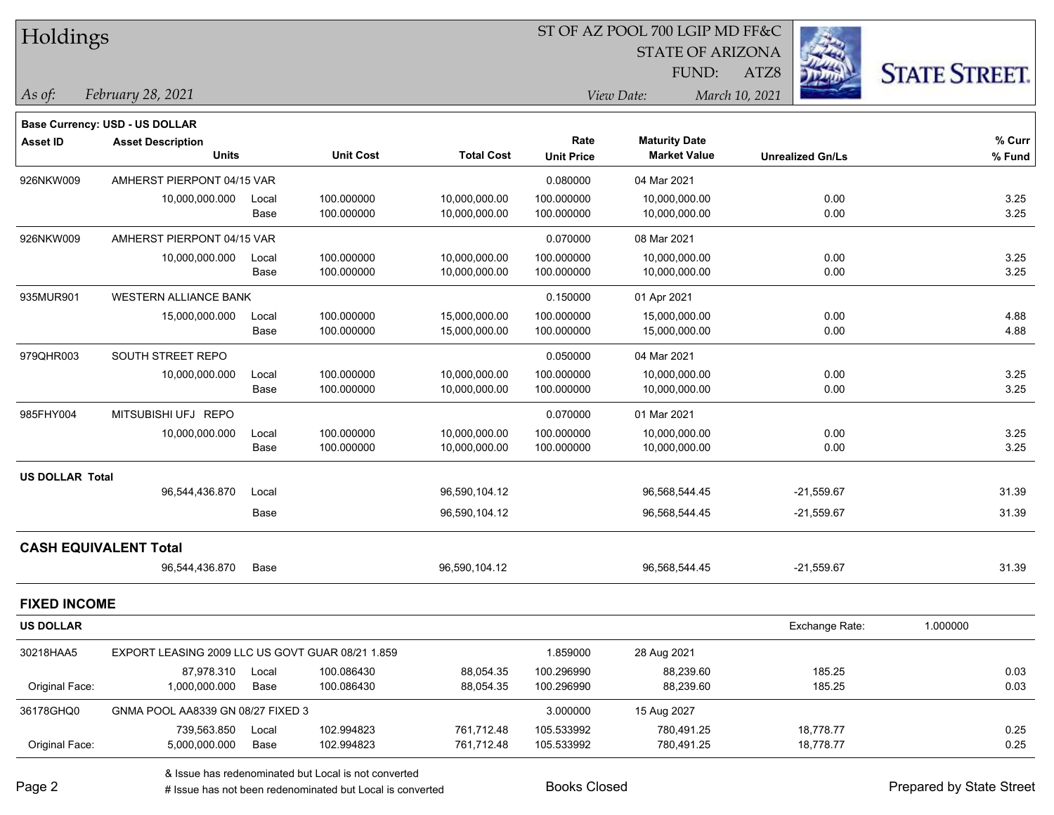# Holdings

ST OF AZ POOL 700 LGIP MD FF&C
STATE OF ARIZONA
FUND: ATZ8

*As of:* *February 28, 2021*

*View Date:* *March 10, 2021*

**Base Currency: USD - US DOLLAR**

| Asset ID | Asset Description / Units | | Unit Cost | Total Cost | Rate / Unit Price | Maturity Date / Market Value | Unrealized Gn/Ls | % Curr / % Fund |
|---|---|---|---|---|---|---|---|---|
| 926NKW009 | AMHERST PIERPONT 04/15 VAR | | | | 0.080000 | 04 Mar 2021 | | |
| | 10,000,000.000 | Local | 100.000000 | 10,000,000.00 | 100.000000 | 10,000,000.00 | 0.00 | 3.25 |
| | | Base | 100.000000 | 10,000,000.00 | 100.000000 | 10,000,000.00 | 0.00 | 3.25 |
| 926NKW009 | AMHERST PIERPONT 04/15 VAR | | | | 0.070000 | 08 Mar 2021 | | |
| | 10,000,000.000 | Local | 100.000000 | 10,000,000.00 | 100.000000 | 10,000,000.00 | 0.00 | 3.25 |
| | | Base | 100.000000 | 10,000,000.00 | 100.000000 | 10,000,000.00 | 0.00 | 3.25 |
| 935MUR901 | WESTERN ALLIANCE BANK | | | | 0.150000 | 01 Apr 2021 | | |
| | 15,000,000.000 | Local | 100.000000 | 15,000,000.00 | 100.000000 | 15,000,000.00 | 0.00 | 4.88 |
| | | Base | 100.000000 | 15,000,000.00 | 100.000000 | 15,000,000.00 | 0.00 | 4.88 |
| 979QHR003 | SOUTH STREET REPO | | | | 0.050000 | 04 Mar 2021 | | |
| | 10,000,000.000 | Local | 100.000000 | 10,000,000.00 | 100.000000 | 10,000,000.00 | 0.00 | 3.25 |
| | | Base | 100.000000 | 10,000,000.00 | 100.000000 | 10,000,000.00 | 0.00 | 3.25 |
| 985FHY004 | MITSUBISHI UFJ REPO | | | | 0.070000 | 01 Mar 2021 | | |
| | 10,000,000.000 | Local | 100.000000 | 10,000,000.00 | 100.000000 | 10,000,000.00 | 0.00 | 3.25 |
| | | Base | 100.000000 | 10,000,000.00 | 100.000000 | 10,000,000.00 | 0.00 | 3.25 |
| **US DOLLAR Total** | | | | | | | | |
| | 96,544,436.870 | Local | | 96,590,104.12 | | 96,568,544.45 | -21,559.67 | 31.39 |
| | | Base | | 96,590,104.12 | | 96,568,544.45 | -21,559.67 | 31.39 |
| **CASH EQUIVALENT Total** | | | | | | | | |
| | 96,544,436.870 | Base | | 96,590,104.12 | | 96,568,544.45 | -21,559.67 | 31.39 |

## FIXED INCOME

**US DOLLAR** — Exchange Rate: 1.000000

| Asset ID | Asset Description / Units | | Unit Cost | Total Cost | Rate / Unit Price | Maturity Date / Market Value | Unrealized Gn/Ls | % Curr / % Fund |
|---|---|---|---|---|---|---|---|---|
| 30218HAA5 | EXPORT LEASING 2009 LLC US GOVT GUAR 08/21 1.859 | | | | 1.859000 | 28 Aug 2021 | | |
| | 87,978.310 | Local | 100.086430 | 88,054.35 | 100.296990 | 88,239.60 | 185.25 | 0.03 |
| Original Face: | 1,000,000.000 | Base | 100.086430 | 88,054.35 | 100.296990 | 88,239.60 | 185.25 | 0.03 |
| 36178GHQ0 | GNMA POOL AA8339 GN 08/27 FIXED 3 | | | | 3.000000 | 15 Aug 2027 | | |
| | 739,563.850 | Local | 102.994823 | 761,712.48 | 105.533992 | 780,491.25 | 18,778.77 | 0.25 |
| Original Face: | 5,000,000.000 | Base | 102.994823 | 761,712.48 | 105.533992 | 780,491.25 | 18,778.77 | 0.25 |

& Issue has redenominated but Local is not converted
# Issue has not been redenominated but Local is converted

Books Closed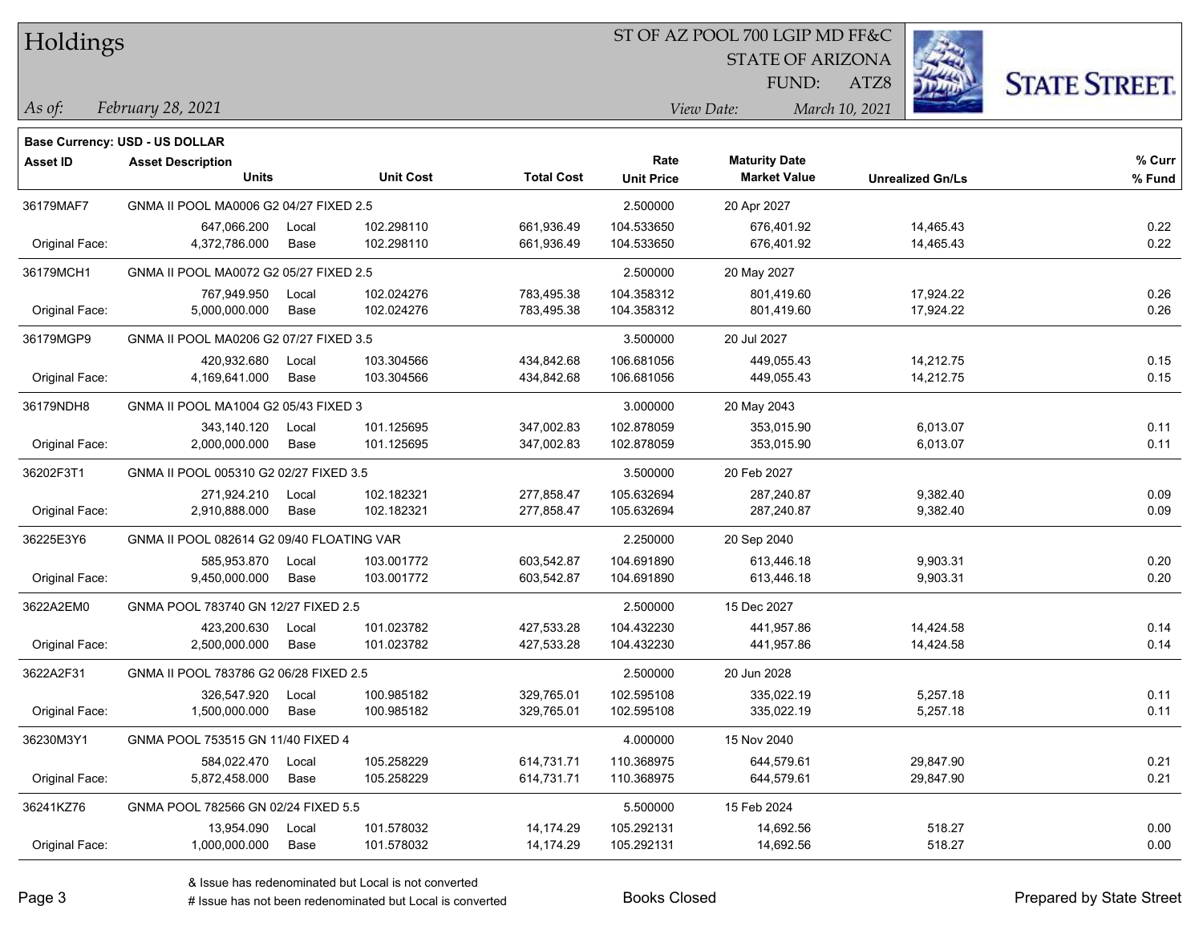# Holdings

ST OF AZ POOL 700 LGIP MD FF&C
STATE OF ARIZONA
FUND: ATZ8

*As of: February 28, 2021*
*View Date: March 10, 2021*

**Base Currency: USD - US DOLLAR**

| Asset ID | Asset Description / Units | | Unit Cost | Total Cost | Rate / Unit Price | Maturity Date / Market Value | Unrealized Gn/Ls | % Curr / % Fund |
|---|---|---|---|---|---|---|---|---|
| 36179MAF7 | GNMA II POOL MA0006 G2 04/27 FIXED 2.5 | | | | 2.500000 | 20 Apr 2027 | | |
| | 647,066.200 | Local | 102.298110 | 661,936.49 | 104.533650 | 676,401.92 | 14,465.43 | 0.22 |
| Original Face: | 4,372,786.000 | Base | 102.298110 | 661,936.49 | 104.533650 | 676,401.92 | 14,465.43 | 0.22 |
| 36179MCH1 | GNMA II POOL MA0072 G2 05/27 FIXED 2.5 | | | | 2.500000 | 20 May 2027 | | |
| | 767,949.950 | Local | 102.024276 | 783,495.38 | 104.358312 | 801,419.60 | 17,924.22 | 0.26 |
| Original Face: | 5,000,000.000 | Base | 102.024276 | 783,495.38 | 104.358312 | 801,419.60 | 17,924.22 | 0.26 |
| 36179MGP9 | GNMA II POOL MA0206 G2 07/27 FIXED 3.5 | | | | 3.500000 | 20 Jul 2027 | | |
| | 420,932.680 | Local | 103.304566 | 434,842.68 | 106.681056 | 449,055.43 | 14,212.75 | 0.15 |
| Original Face: | 4,169,641.000 | Base | 103.304566 | 434,842.68 | 106.681056 | 449,055.43 | 14,212.75 | 0.15 |
| 36179NDH8 | GNMA II POOL MA1004 G2 05/43 FIXED 3 | | | | 3.000000 | 20 May 2043 | | |
| | 343,140.120 | Local | 101.125695 | 347,002.83 | 102.878059 | 353,015.90 | 6,013.07 | 0.11 |
| Original Face: | 2,000,000.000 | Base | 101.125695 | 347,002.83 | 102.878059 | 353,015.90 | 6,013.07 | 0.11 |
| 36202F3T1 | GNMA II POOL 005310 G2 02/27 FIXED 3.5 | | | | 3.500000 | 20 Feb 2027 | | |
| | 271,924.210 | Local | 102.182321 | 277,858.47 | 105.632694 | 287,240.87 | 9,382.40 | 0.09 |
| Original Face: | 2,910,888.000 | Base | 102.182321 | 277,858.47 | 105.632694 | 287,240.87 | 9,382.40 | 0.09 |
| 36225E3Y6 | GNMA II POOL 082614 G2 09/40 FLOATING VAR | | | | 2.250000 | 20 Sep 2040 | | |
| | 585,953.870 | Local | 103.001772 | 603,542.87 | 104.691890 | 613,446.18 | 9,903.31 | 0.20 |
| Original Face: | 9,450,000.000 | Base | 103.001772 | 603,542.87 | 104.691890 | 613,446.18 | 9,903.31 | 0.20 |
| 3622A2EM0 | GNMA POOL 783740 GN 12/27 FIXED 2.5 | | | | 2.500000 | 15 Dec 2027 | | |
| | 423,200.630 | Local | 101.023782 | 427,533.28 | 104.432230 | 441,957.86 | 14,424.58 | 0.14 |
| Original Face: | 2,500,000.000 | Base | 101.023782 | 427,533.28 | 104.432230 | 441,957.86 | 14,424.58 | 0.14 |
| 3622A2F31 | GNMA II POOL 783786 G2 06/28 FIXED 2.5 | | | | 2.500000 | 20 Jun 2028 | | |
| | 326,547.920 | Local | 100.985182 | 329,765.01 | 102.595108 | 335,022.19 | 5,257.18 | 0.11 |
| Original Face: | 1,500,000.000 | Base | 100.985182 | 329,765.01 | 102.595108 | 335,022.19 | 5,257.18 | 0.11 |
| 36230M3Y1 | GNMA POOL 753515 GN 11/40 FIXED 4 | | | | 4.000000 | 15 Nov 2040 | | |
| | 584,022.470 | Local | 105.258229 | 614,731.71 | 110.368975 | 644,579.61 | 29,847.90 | 0.21 |
| Original Face: | 5,872,458.000 | Base | 105.258229 | 614,731.71 | 110.368975 | 644,579.61 | 29,847.90 | 0.21 |
| 36241KZ76 | GNMA POOL 782566 GN 02/24 FIXED 5.5 | | | | 5.500000 | 15 Feb 2024 | | |
| | 13,954.090 | Local | 101.578032 | 14,174.29 | 105.292131 | 14,692.56 | 518.27 | 0.00 |
| Original Face: | 1,000,000.000 | Base | 101.578032 | 14,174.29 | 105.292131 | 14,692.56 | 518.27 | 0.00 |

& Issue has redenominated but Local is not converted
# Issue has not been redenominated but Local is converted

Books Closed

Prepared by State Street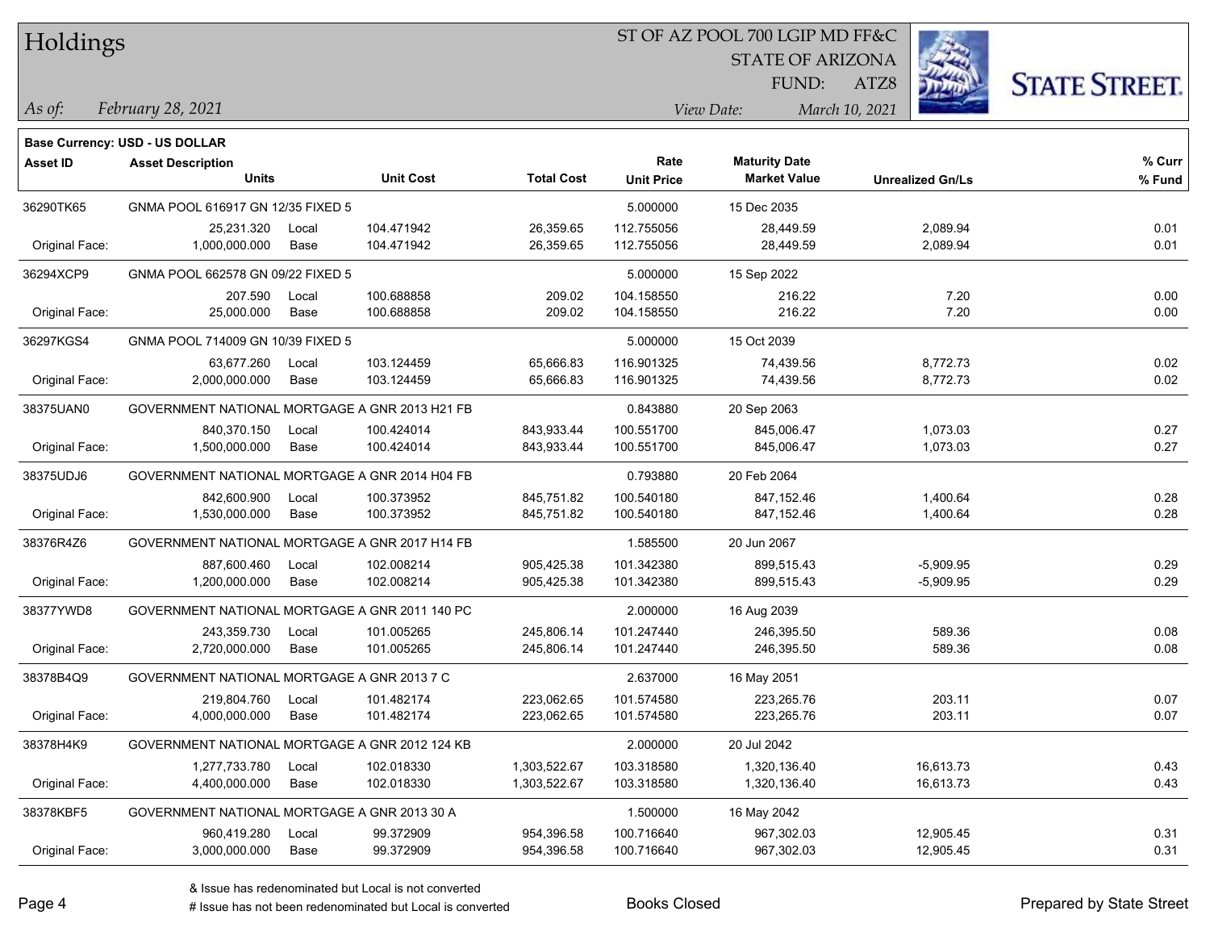# Holdings

ST OF AZ POOL 700 LGIP MD FF&C
STATE OF ARIZONA
FUND: ATZ8

*As of: February 28, 2021* *View Date: March 10, 2021*

**Base Currency: USD - US DOLLAR**

| Asset ID | Asset Description / Units | | Unit Cost | Total Cost | Rate / Unit Price | Maturity Date / Market Value | Unrealized Gn/Ls | % Curr / % Fund |
|---|---|---|---|---|---|---|---|---|
| 36290TK65 | GNMA POOL 616917 GN 12/35 FIXED 5 | | | | 5.000000 | 15 Dec 2035 | | |
| | 25,231.320 | Local | 104.471942 | 26,359.65 | 112.755056 | 28,449.59 | 2,089.94 | 0.01 |
| Original Face: | 1,000,000.000 | Base | 104.471942 | 26,359.65 | 112.755056 | 28,449.59 | 2,089.94 | 0.01 |
| 36294XCP9 | GNMA POOL 662578 GN 09/22 FIXED 5 | | | | 5.000000 | 15 Sep 2022 | | |
| | 207.590 | Local | 100.688858 | 209.02 | 104.158550 | 216.22 | 7.20 | 0.00 |
| Original Face: | 25,000.000 | Base | 100.688858 | 209.02 | 104.158550 | 216.22 | 7.20 | 0.00 |
| 36297KGS4 | GNMA POOL 714009 GN 10/39 FIXED 5 | | | | 5.000000 | 15 Oct 2039 | | |
| | 63,677.260 | Local | 103.124459 | 65,666.83 | 116.901325 | 74,439.56 | 8,772.73 | 0.02 |
| Original Face: | 2,000,000.000 | Base | 103.124459 | 65,666.83 | 116.901325 | 74,439.56 | 8,772.73 | 0.02 |
| 38375UAN0 | GOVERNMENT NATIONAL MORTGAGE A GNR 2013 H21 FB | | | | 0.843880 | 20 Sep 2063 | | |
| | 840,370.150 | Local | 100.424014 | 843,933.44 | 100.551700 | 845,006.47 | 1,073.03 | 0.27 |
| Original Face: | 1,500,000.000 | Base | 100.424014 | 843,933.44 | 100.551700 | 845,006.47 | 1,073.03 | 0.27 |
| 38375UDJ6 | GOVERNMENT NATIONAL MORTGAGE A GNR 2014 H04 FB | | | | 0.793880 | 20 Feb 2064 | | |
| | 842,600.900 | Local | 100.373952 | 845,751.82 | 100.540180 | 847,152.46 | 1,400.64 | 0.28 |
| Original Face: | 1,530,000.000 | Base | 100.373952 | 845,751.82 | 100.540180 | 847,152.46 | 1,400.64 | 0.28 |
| 38376R4Z6 | GOVERNMENT NATIONAL MORTGAGE A GNR 2017 H14 FB | | | | 1.585500 | 20 Jun 2067 | | |
| | 887,600.460 | Local | 102.008214 | 905,425.38 | 101.342380 | 899,515.43 | -5,909.95 | 0.29 |
| Original Face: | 1,200,000.000 | Base | 102.008214 | 905,425.38 | 101.342380 | 899,515.43 | -5,909.95 | 0.29 |
| 38377YWD8 | GOVERNMENT NATIONAL MORTGAGE A GNR 2011 140 PC | | | | 2.000000 | 16 Aug 2039 | | |
| | 243,359.730 | Local | 101.005265 | 245,806.14 | 101.247440 | 246,395.50 | 589.36 | 0.08 |
| Original Face: | 2,720,000.000 | Base | 101.005265 | 245,806.14 | 101.247440 | 246,395.50 | 589.36 | 0.08 |
| 38378B4Q9 | GOVERNMENT NATIONAL MORTGAGE A GNR 2013 7 C | | | | 2.637000 | 16 May 2051 | | |
| | 219,804.760 | Local | 101.482174 | 223,062.65 | 101.574580 | 223,265.76 | 203.11 | 0.07 |
| Original Face: | 4,000,000.000 | Base | 101.482174 | 223,062.65 | 101.574580 | 223,265.76 | 203.11 | 0.07 |
| 38378H4K9 | GOVERNMENT NATIONAL MORTGAGE A GNR 2012 124 KB | | | | 2.000000 | 20 Jul 2042 | | |
| | 1,277,733.780 | Local | 102.018330 | 1,303,522.67 | 103.318580 | 1,320,136.40 | 16,613.73 | 0.43 |
| Original Face: | 4,400,000.000 | Base | 102.018330 | 1,303,522.67 | 103.318580 | 1,320,136.40 | 16,613.73 | 0.43 |
| 38378KBF5 | GOVERNMENT NATIONAL MORTGAGE A GNR 2013 30 A | | | | 1.500000 | 16 May 2042 | | |
| | 960,419.280 | Local | 99.372909 | 954,396.58 | 100.716640 | 967,302.03 | 12,905.45 | 0.31 |
| Original Face: | 3,000,000.000 | Base | 99.372909 | 954,396.58 | 100.716640 | 967,302.03 | 12,905.45 | 0.31 |

& Issue has redenominated but Local is not converted
# Issue has not been redenominated but Local is converted

Books Closed

Prepared by State Street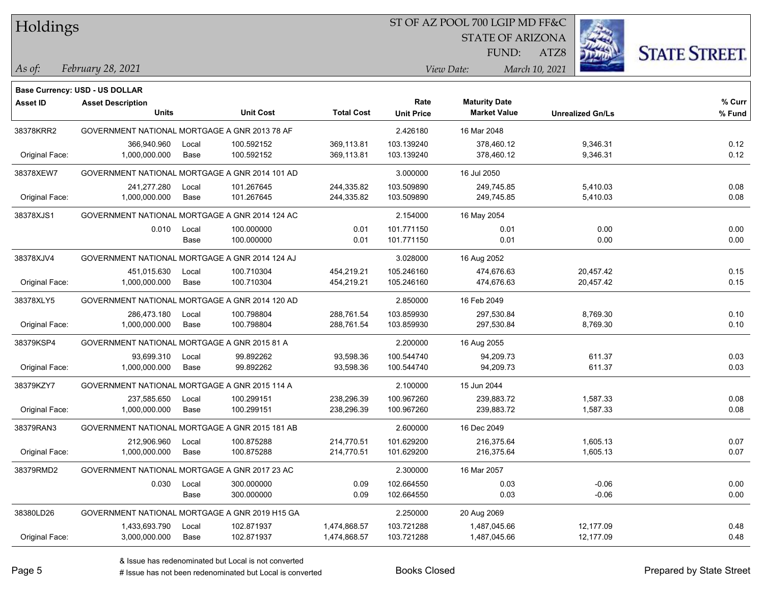# Holdings

ST OF AZ POOL 700 LGIP MD FF&C
STATE OF ARIZONA
FUND: ATZ8

*As of:* *February 28, 2021*
*View Date:* *March 10, 2021*

**Base Currency: USD - US DOLLAR**

| Asset ID | Asset Description / Units | | Unit Cost | Total Cost | Rate / Unit Price | Maturity Date / Market Value | Unrealized Gn/Ls | % Curr / % Fund |
|---|---|---|---|---|---|---|---|---|
| 38378KRR2 | GOVERNMENT NATIONAL MORTGAGE A GNR 2013 78 AF | | | | 2.426180 | 16 Mar 2048 | | |
| | 366,940.960 | Local | 100.592152 | 369,113.81 | 103.139240 | 378,460.12 | 9,346.31 | 0.12 |
| Original Face: | 1,000,000.000 | Base | 100.592152 | 369,113.81 | 103.139240 | 378,460.12 | 9,346.31 | 0.12 |
| 38378XEW7 | GOVERNMENT NATIONAL MORTGAGE A GNR 2014 101 AD | | | | 3.000000 | 16 Jul 2050 | | |
| | 241,277.280 | Local | 101.267645 | 244,335.82 | 103.509890 | 249,745.85 | 5,410.03 | 0.08 |
| Original Face: | 1,000,000.000 | Base | 101.267645 | 244,335.82 | 103.509890 | 249,745.85 | 5,410.03 | 0.08 |
| 38378XJS1 | GOVERNMENT NATIONAL MORTGAGE A GNR 2014 124 AC | | | | 2.154000 | 16 May 2054 | | |
| | 0.010 | Local | 100.000000 | 0.01 | 101.771150 | 0.01 | 0.00 | 0.00 |
| | | Base | 100.000000 | 0.01 | 101.771150 | 0.01 | 0.00 | 0.00 |
| 38378XJV4 | GOVERNMENT NATIONAL MORTGAGE A GNR 2014 124 AJ | | | | 3.028000 | 16 Aug 2052 | | |
| | 451,015.630 | Local | 100.710304 | 454,219.21 | 105.246160 | 474,676.63 | 20,457.42 | 0.15 |
| Original Face: | 1,000,000.000 | Base | 100.710304 | 454,219.21 | 105.246160 | 474,676.63 | 20,457.42 | 0.15 |
| 38378XLY5 | GOVERNMENT NATIONAL MORTGAGE A GNR 2014 120 AD | | | | 2.850000 | 16 Feb 2049 | | |
| | 286,473.180 | Local | 100.798804 | 288,761.54 | 103.859930 | 297,530.84 | 8,769.30 | 0.10 |
| Original Face: | 1,000,000.000 | Base | 100.798804 | 288,761.54 | 103.859930 | 297,530.84 | 8,769.30 | 0.10 |
| 38379KSP4 | GOVERNMENT NATIONAL MORTGAGE A GNR 2015 81 A | | | | 2.200000 | 16 Aug 2055 | | |
| | 93,699.310 | Local | 99.892262 | 93,598.36 | 100.544740 | 94,209.73 | 611.37 | 0.03 |
| Original Face: | 1,000,000.000 | Base | 99.892262 | 93,598.36 | 100.544740 | 94,209.73 | 611.37 | 0.03 |
| 38379KZY7 | GOVERNMENT NATIONAL MORTGAGE A GNR 2015 114 A | | | | 2.100000 | 15 Jun 2044 | | |
| | 237,585.650 | Local | 100.299151 | 238,296.39 | 100.967260 | 239,883.72 | 1,587.33 | 0.08 |
| Original Face: | 1,000,000.000 | Base | 100.299151 | 238,296.39 | 100.967260 | 239,883.72 | 1,587.33 | 0.08 |
| 38379RAN3 | GOVERNMENT NATIONAL MORTGAGE A GNR 2015 181 AB | | | | 2.600000 | 16 Dec 2049 | | |
| | 212,906.960 | Local | 100.875288 | 214,770.51 | 101.629200 | 216,375.64 | 1,605.13 | 0.07 |
| Original Face: | 1,000,000.000 | Base | 100.875288 | 214,770.51 | 101.629200 | 216,375.64 | 1,605.13 | 0.07 |
| 38379RMD2 | GOVERNMENT NATIONAL MORTGAGE A GNR 2017 23 AC | | | | 2.300000 | 16 Mar 2057 | | |
| | 0.030 | Local | 300.000000 | 0.09 | 102.664550 | 0.03 | -0.06 | 0.00 |
| | | Base | 300.000000 | 0.09 | 102.664550 | 0.03 | -0.06 | 0.00 |
| 38380LD26 | GOVERNMENT NATIONAL MORTGAGE A GNR 2019 H15 GA | | | | 2.250000 | 20 Aug 2069 | | |
| | 1,433,693.790 | Local | 102.871937 | 1,474,868.57 | 103.721288 | 1,487,045.66 | 12,177.09 | 0.48 |
| Original Face: | 3,000,000.000 | Base | 102.871937 | 1,474,868.57 | 103.721288 | 1,487,045.66 | 12,177.09 | 0.48 |

& Issue has redenominated but Local is not converted
# Issue has not been redenominated but Local is converted

Books Closed

Prepared by State Street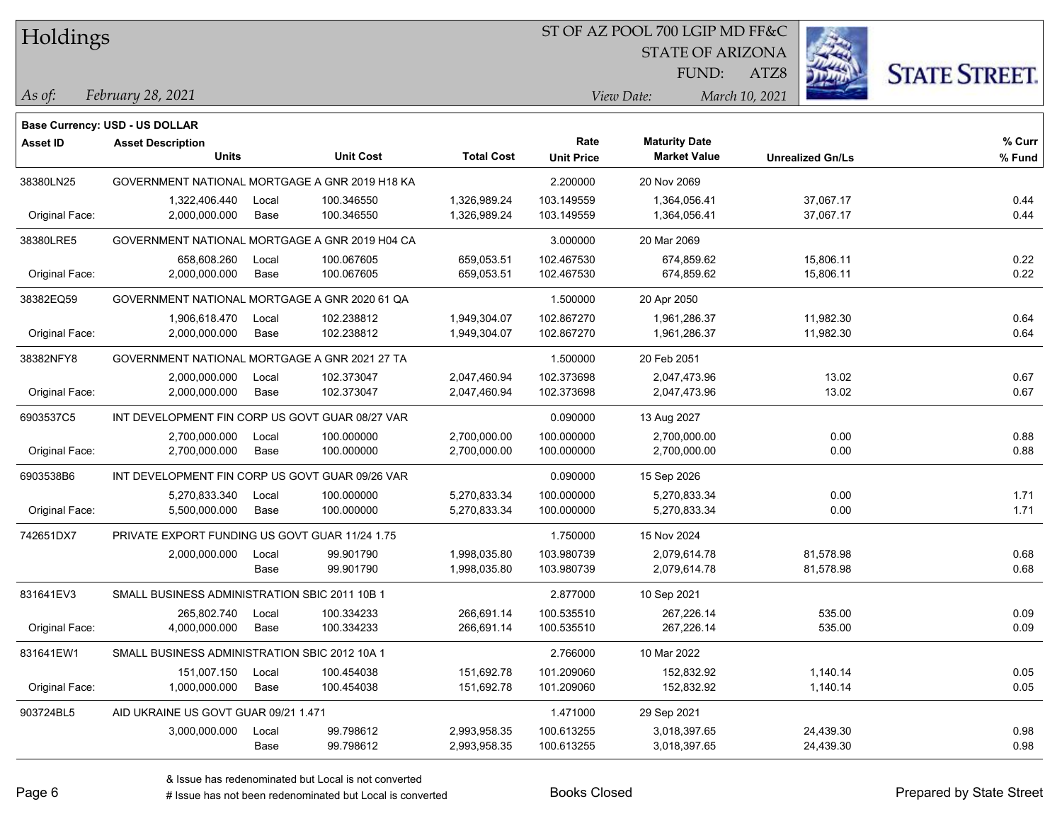# Holdings

ST OF AZ POOL 700 LGIP MD FF&C
STATE OF ARIZONA
FUND: ATZ8

*As of:* *February 28, 2021*
*View Date:* *March 10, 2021*

**Base Currency: USD - US DOLLAR**

| Asset ID | Asset Description / Units | | Unit Cost | Total Cost | Rate / Unit Price | Maturity Date / Market Value | Unrealized Gn/Ls | % Curr / % Fund |
|---|---|---|---|---|---|---|---|---|
| 38380LN25 | GOVERNMENT NATIONAL MORTGAGE A GNR 2019 H18 KA | | | | 2.200000 | 20 Nov 2069 | | |
| | 1,322,406.440 | Local | 100.346550 | 1,326,989.24 | 103.149559 | 1,364,056.41 | 37,067.17 | 0.44 |
| Original Face: | 2,000,000.000 | Base | 100.346550 | 1,326,989.24 | 103.149559 | 1,364,056.41 | 37,067.17 | 0.44 |
| 38380LRE5 | GOVERNMENT NATIONAL MORTGAGE A GNR 2019 H04 CA | | | | 3.000000 | 20 Mar 2069 | | |
| | 658,608.260 | Local | 100.067605 | 659,053.51 | 102.467530 | 674,859.62 | 15,806.11 | 0.22 |
| Original Face: | 2,000,000.000 | Base | 100.067605 | 659,053.51 | 102.467530 | 674,859.62 | 15,806.11 | 0.22 |
| 38382EQ59 | GOVERNMENT NATIONAL MORTGAGE A GNR 2020 61 QA | | | | 1.500000 | 20 Apr 2050 | | |
| | 1,906,618.470 | Local | 102.238812 | 1,949,304.07 | 102.867270 | 1,961,286.37 | 11,982.30 | 0.64 |
| Original Face: | 2,000,000.000 | Base | 102.238812 | 1,949,304.07 | 102.867270 | 1,961,286.37 | 11,982.30 | 0.64 |
| 38382NFY8 | GOVERNMENT NATIONAL MORTGAGE A GNR 2021 27 TA | | | | 1.500000 | 20 Feb 2051 | | |
| | 2,000,000.000 | Local | 102.373047 | 2,047,460.94 | 102.373698 | 2,047,473.96 | 13.02 | 0.67 |
| Original Face: | 2,000,000.000 | Base | 102.373047 | 2,047,460.94 | 102.373698 | 2,047,473.96 | 13.02 | 0.67 |
| 6903537C5 | INT DEVELOPMENT FIN CORP US GOVT GUAR 08/27 VAR | | | | 0.090000 | 13 Aug 2027 | | |
| | 2,700,000.000 | Local | 100.000000 | 2,700,000.00 | 100.000000 | 2,700,000.00 | 0.00 | 0.88 |
| Original Face: | 2,700,000.000 | Base | 100.000000 | 2,700,000.00 | 100.000000 | 2,700,000.00 | 0.00 | 0.88 |
| 6903538B6 | INT DEVELOPMENT FIN CORP US GOVT GUAR 09/26 VAR | | | | 0.090000 | 15 Sep 2026 | | |
| | 5,270,833.340 | Local | 100.000000 | 5,270,833.34 | 100.000000 | 5,270,833.34 | 0.00 | 1.71 |
| Original Face: | 5,500,000.000 | Base | 100.000000 | 5,270,833.34 | 100.000000 | 5,270,833.34 | 0.00 | 1.71 |
| 742651DX7 | PRIVATE EXPORT FUNDING US GOVT GUAR 11/24 1.75 | | | | 1.750000 | 15 Nov 2024 | | |
| | 2,000,000.000 | Local | 99.901790 | 1,998,035.80 | 103.980739 | 2,079,614.78 | 81,578.98 | 0.68 |
| | | Base | 99.901790 | 1,998,035.80 | 103.980739 | 2,079,614.78 | 81,578.98 | 0.68 |
| 831641EV3 | SMALL BUSINESS ADMINISTRATION SBIC 2011 10B 1 | | | | 2.877000 | 10 Sep 2021 | | |
| | 265,802.740 | Local | 100.334233 | 266,691.14 | 100.535510 | 267,226.14 | 535.00 | 0.09 |
| Original Face: | 4,000,000.000 | Base | 100.334233 | 266,691.14 | 100.535510 | 267,226.14 | 535.00 | 0.09 |
| 831641EW1 | SMALL BUSINESS ADMINISTRATION SBIC 2012 10A 1 | | | | 2.766000 | 10 Mar 2022 | | |
| | 151,007.150 | Local | 100.454038 | 151,692.78 | 101.209060 | 152,832.92 | 1,140.14 | 0.05 |
| Original Face: | 1,000,000.000 | Base | 100.454038 | 151,692.78 | 101.209060 | 152,832.92 | 1,140.14 | 0.05 |
| 903724BL5 | AID UKRAINE US GOVT GUAR 09/21 1.471 | | | | 1.471000 | 29 Sep 2021 | | |
| | 3,000,000.000 | Local | 99.798612 | 2,993,958.35 | 100.613255 | 3,018,397.65 | 24,439.30 | 0.98 |
| | | Base | 99.798612 | 2,993,958.35 | 100.613255 | 3,018,397.65 | 24,439.30 | 0.98 |

& Issue has redenominated but Local is not converted
# Issue has not been redenominated but Local is converted

Books Closed

Prepared by State Street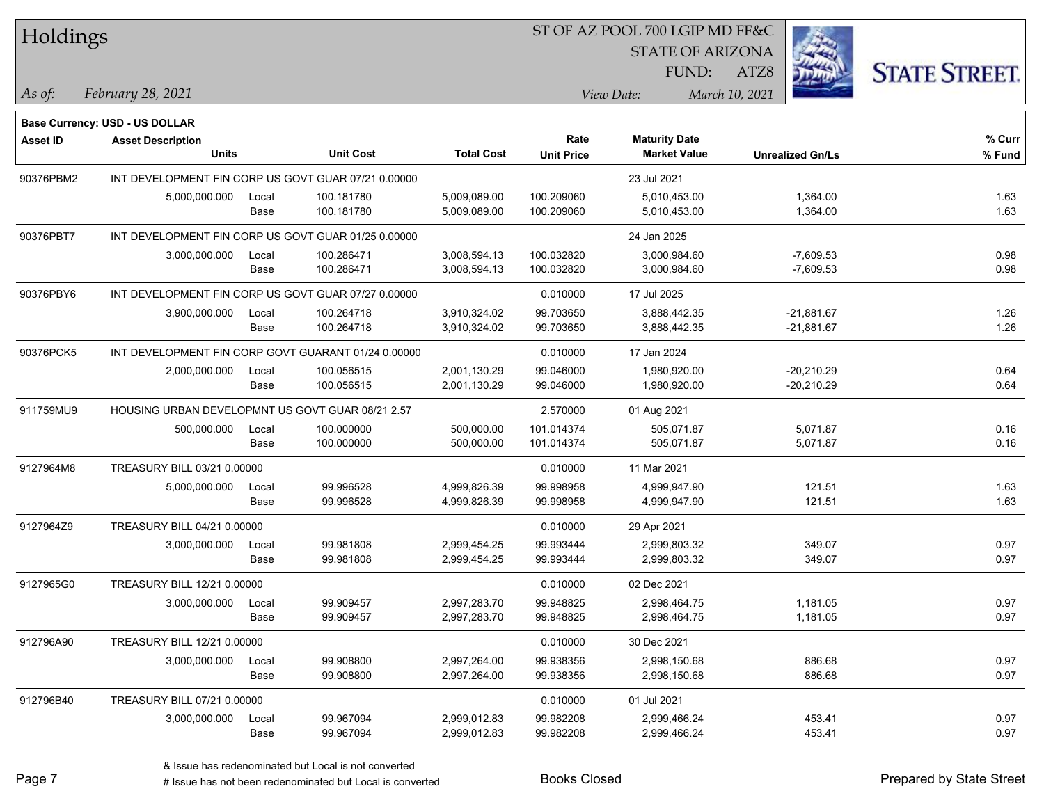# Holdings

ST OF AZ POOL 700 LGIP MD FF&C
STATE OF ARIZONA
FUND: ATZ8

*As of:* *February 28, 2021*

*View Date:* *March 10, 2021*

STATE STREET.

**Base Currency: USD - US DOLLAR**

| Asset ID | Asset Description / Units | | Unit Cost | Total Cost | Rate / Unit Price | Maturity Date / Market Value | Unrealized Gn/Ls | % Curr / % Fund |
|---|---|---|---|---|---|---|---|---|
| 90376PBM2 | INT DEVELOPMENT FIN CORP US GOVT GUAR 07/21 0.00000 | | | | | 23 Jul 2021 | | |
| | 5,000,000.000 | Local | 100.181780 | 5,009,089.00 | 100.209060 | 5,010,453.00 | 1,364.00 | 1.63 |
| | | Base | 100.181780 | 5,009,089.00 | 100.209060 | 5,010,453.00 | 1,364.00 | 1.63 |
| 90376PBT7 | INT DEVELOPMENT FIN CORP US GOVT GUAR 01/25 0.00000 | | | | | 24 Jan 2025 | | |
| | 3,000,000.000 | Local | 100.286471 | 3,008,594.13 | 100.032820 | 3,000,984.60 | -7,609.53 | 0.98 |
| | | Base | 100.286471 | 3,008,594.13 | 100.032820 | 3,000,984.60 | -7,609.53 | 0.98 |
| 90376PBY6 | INT DEVELOPMENT FIN CORP US GOVT GUAR 07/27 0.00000 | | | | 0.010000 | 17 Jul 2025 | | |
| | 3,900,000.000 | Local | 100.264718 | 3,910,324.02 | 99.703650 | 3,888,442.35 | -21,881.67 | 1.26 |
| | | Base | 100.264718 | 3,910,324.02 | 99.703650 | 3,888,442.35 | -21,881.67 | 1.26 |
| 90376PCK5 | INT DEVELOPMENT FIN CORP GOVT GUARANT 01/24 0.00000 | | | | 0.010000 | 17 Jan 2024 | | |
| | 2,000,000.000 | Local | 100.056515 | 2,001,130.29 | 99.046000 | 1,980,920.00 | -20,210.29 | 0.64 |
| | | Base | 100.056515 | 2,001,130.29 | 99.046000 | 1,980,920.00 | -20,210.29 | 0.64 |
| 911759MU9 | HOUSING URBAN DEVELOPMNT US GOVT GUAR 08/21 2.57 | | | | 2.570000 | 01 Aug 2021 | | |
| | 500,000.000 | Local | 100.000000 | 500,000.00 | 101.014374 | 505,071.87 | 5,071.87 | 0.16 |
| | | Base | 100.000000 | 500,000.00 | 101.014374 | 505,071.87 | 5,071.87 | 0.16 |
| 9127964M8 | TREASURY BILL 03/21 0.00000 | | | | 0.010000 | 11 Mar 2021 | | |
| | 5,000,000.000 | Local | 99.996528 | 4,999,826.39 | 99.998958 | 4,999,947.90 | 121.51 | 1.63 |
| | | Base | 99.996528 | 4,999,826.39 | 99.998958 | 4,999,947.90 | 121.51 | 1.63 |
| 9127964Z9 | TREASURY BILL 04/21 0.00000 | | | | 0.010000 | 29 Apr 2021 | | |
| | 3,000,000.000 | Local | 99.981808 | 2,999,454.25 | 99.993444 | 2,999,803.32 | 349.07 | 0.97 |
| | | Base | 99.981808 | 2,999,454.25 | 99.993444 | 2,999,803.32 | 349.07 | 0.97 |
| 9127965G0 | TREASURY BILL 12/21 0.00000 | | | | 0.010000 | 02 Dec 2021 | | |
| | 3,000,000.000 | Local | 99.909457 | 2,997,283.70 | 99.948825 | 2,998,464.75 | 1,181.05 | 0.97 |
| | | Base | 99.909457 | 2,997,283.70 | 99.948825 | 2,998,464.75 | 1,181.05 | 0.97 |
| 912796A90 | TREASURY BILL 12/21 0.00000 | | | | 0.010000 | 30 Dec 2021 | | |
| | 3,000,000.000 | Local | 99.908800 | 2,997,264.00 | 99.938356 | 2,998,150.68 | 886.68 | 0.97 |
| | | Base | 99.908800 | 2,997,264.00 | 99.938356 | 2,998,150.68 | 886.68 | 0.97 |
| 912796B40 | TREASURY BILL 07/21 0.00000 | | | | 0.010000 | 01 Jul 2021 | | |
| | 3,000,000.000 | Local | 99.967094 | 2,999,012.83 | 99.982208 | 2,999,466.24 | 453.41 | 0.97 |
| | | Base | 99.967094 | 2,999,012.83 | 99.982208 | 2,999,466.24 | 453.41 | 0.97 |

& Issue has redenominated but Local is not converted
# Issue has not been redenominated but Local is converted

Books Closed

Prepared by State Street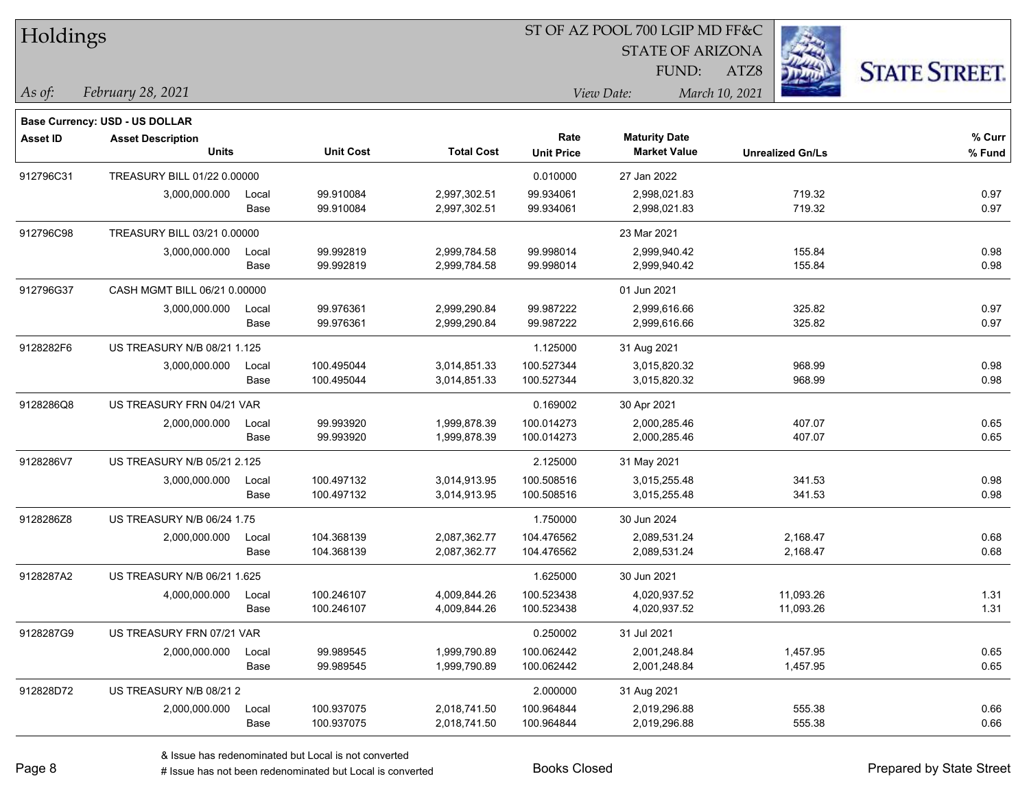# Holdings

ST OF AZ POOL 700 LGIP MD FF&C
STATE OF ARIZONA
FUND: ATZ8

*As of:* *February 28, 2021*
*View Date:* *March 10, 2021*

**Base Currency: USD - US DOLLAR**

| Asset ID | Asset Description / Units | | Unit Cost | Total Cost | Rate / Unit Price | Maturity Date / Market Value | Unrealized Gn/Ls | % Curr / % Fund |
|---|---|---|---|---|---|---|---|---|
| 912796C31 | TREASURY BILL 01/22 0.00000 | | | | 0.010000 | 27 Jan 2022 | | |
| | 3,000,000.000 | Local | 99.910084 | 2,997,302.51 | 99.934061 | 2,998,021.83 | 719.32 | 0.97 |
| | | Base | 99.910084 | 2,997,302.51 | 99.934061 | 2,998,021.83 | 719.32 | 0.97 |
| 912796C98 | TREASURY BILL 03/21 0.00000 | | | | | 23 Mar 2021 | | |
| | 3,000,000.000 | Local | 99.992819 | 2,999,784.58 | 99.998014 | 2,999,940.42 | 155.84 | 0.98 |
| | | Base | 99.992819 | 2,999,784.58 | 99.998014 | 2,999,940.42 | 155.84 | 0.98 |
| 912796G37 | CASH MGMT BILL 06/21 0.00000 | | | | | 01 Jun 2021 | | |
| | 3,000,000.000 | Local | 99.976361 | 2,999,290.84 | 99.987222 | 2,999,616.66 | 325.82 | 0.97 |
| | | Base | 99.976361 | 2,999,290.84 | 99.987222 | 2,999,616.66 | 325.82 | 0.97 |
| 9128282F6 | US TREASURY N/B 08/21 1.125 | | | | 1.125000 | 31 Aug 2021 | | |
| | 3,000,000.000 | Local | 100.495044 | 3,014,851.33 | 100.527344 | 3,015,820.32 | 968.99 | 0.98 |
| | | Base | 100.495044 | 3,014,851.33 | 100.527344 | 3,015,820.32 | 968.99 | 0.98 |
| 9128286Q8 | US TREASURY FRN 04/21 VAR | | | | 0.169002 | 30 Apr 2021 | | |
| | 2,000,000.000 | Local | 99.993920 | 1,999,878.39 | 100.014273 | 2,000,285.46 | 407.07 | 0.65 |
| | | Base | 99.993920 | 1,999,878.39 | 100.014273 | 2,000,285.46 | 407.07 | 0.65 |
| 9128286V7 | US TREASURY N/B 05/21 2.125 | | | | 2.125000 | 31 May 2021 | | |
| | 3,000,000.000 | Local | 100.497132 | 3,014,913.95 | 100.508516 | 3,015,255.48 | 341.53 | 0.98 |
| | | Base | 100.497132 | 3,014,913.95 | 100.508516 | 3,015,255.48 | 341.53 | 0.98 |
| 9128286Z8 | US TREASURY N/B 06/24 1.75 | | | | 1.750000 | 30 Jun 2024 | | |
| | 2,000,000.000 | Local | 104.368139 | 2,087,362.77 | 104.476562 | 2,089,531.24 | 2,168.47 | 0.68 |
| | | Base | 104.368139 | 2,087,362.77 | 104.476562 | 2,089,531.24 | 2,168.47 | 0.68 |
| 9128287A2 | US TREASURY N/B 06/21 1.625 | | | | 1.625000 | 30 Jun 2021 | | |
| | 4,000,000.000 | Local | 100.246107 | 4,009,844.26 | 100.523438 | 4,020,937.52 | 11,093.26 | 1.31 |
| | | Base | 100.246107 | 4,009,844.26 | 100.523438 | 4,020,937.52 | 11,093.26 | 1.31 |
| 9128287G9 | US TREASURY FRN 07/21 VAR | | | | 0.250002 | 31 Jul 2021 | | |
| | 2,000,000.000 | Local | 99.989545 | 1,999,790.89 | 100.062442 | 2,001,248.84 | 1,457.95 | 0.65 |
| | | Base | 99.989545 | 1,999,790.89 | 100.062442 | 2,001,248.84 | 1,457.95 | 0.65 |
| 912828D72 | US TREASURY N/B 08/21 2 | | | | 2.000000 | 31 Aug 2021 | | |
| | 2,000,000.000 | Local | 100.937075 | 2,018,741.50 | 100.964844 | 2,019,296.88 | 555.38 | 0.66 |
| | | Base | 100.937075 | 2,018,741.50 | 100.964844 | 2,019,296.88 | 555.38 | 0.66 |

& Issue has redenominated but Local is not converted
# Issue has not been redenominated but Local is converted

Books Closed

Prepared by State Street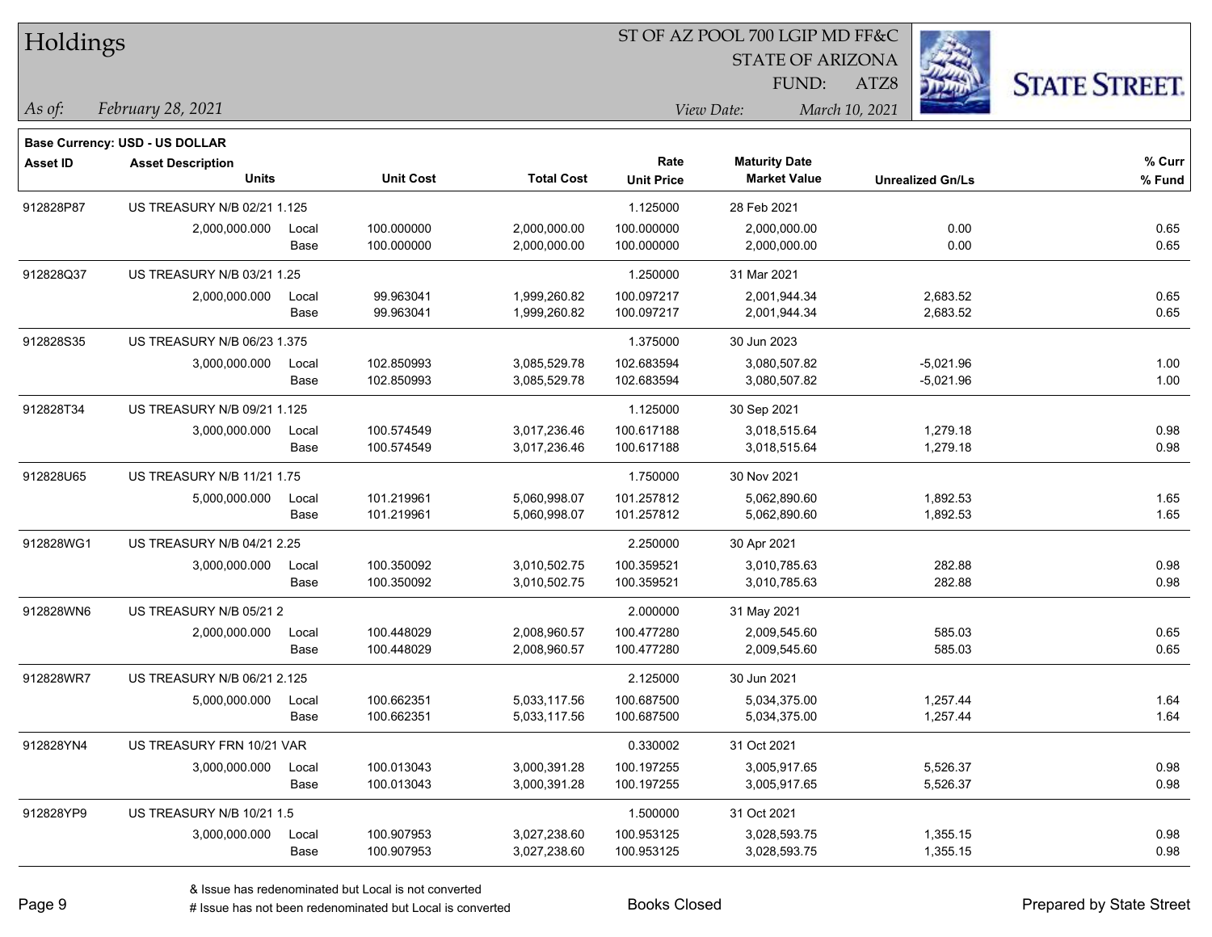# Holdings

ST OF AZ POOL 700 LGIP MD FF&C
STATE OF ARIZONA
FUND: ATZ8

*As of:* *February 28, 2021*

*View Date:* *March 10, 2021*

**Base Currency: USD - US DOLLAR**

| Asset ID | Asset Description / Units | | Unit Cost | Total Cost | Rate / Unit Price | Maturity Date / Market Value | Unrealized Gn/Ls | % Curr / % Fund |
|---|---|---|---|---|---|---|---|---|
| 912828P87 | US TREASURY N/B 02/21 1.125 | | | | 1.125000 | 28 Feb 2021 | | |
| | 2,000,000.000 | Local | 100.000000 | 2,000,000.00 | 100.000000 | 2,000,000.00 | 0.00 | 0.65 |
| | | Base | 100.000000 | 2,000,000.00 | 100.000000 | 2,000,000.00 | 0.00 | 0.65 |
| 912828Q37 | US TREASURY N/B 03/21 1.25 | | | | 1.250000 | 31 Mar 2021 | | |
| | 2,000,000.000 | Local | 99.963041 | 1,999,260.82 | 100.097217 | 2,001,944.34 | 2,683.52 | 0.65 |
| | | Base | 99.963041 | 1,999,260.82 | 100.097217 | 2,001,944.34 | 2,683.52 | 0.65 |
| 912828S35 | US TREASURY N/B 06/23 1.375 | | | | 1.375000 | 30 Jun 2023 | | |
| | 3,000,000.000 | Local | 102.850993 | 3,085,529.78 | 102.683594 | 3,080,507.82 | -5,021.96 | 1.00 |
| | | Base | 102.850993 | 3,085,529.78 | 102.683594 | 3,080,507.82 | -5,021.96 | 1.00 |
| 912828T34 | US TREASURY N/B 09/21 1.125 | | | | 1.125000 | 30 Sep 2021 | | |
| | 3,000,000.000 | Local | 100.574549 | 3,017,236.46 | 100.617188 | 3,018,515.64 | 1,279.18 | 0.98 |
| | | Base | 100.574549 | 3,017,236.46 | 100.617188 | 3,018,515.64 | 1,279.18 | 0.98 |
| 912828U65 | US TREASURY N/B 11/21 1.75 | | | | 1.750000 | 30 Nov 2021 | | |
| | 5,000,000.000 | Local | 101.219961 | 5,060,998.07 | 101.257812 | 5,062,890.60 | 1,892.53 | 1.65 |
| | | Base | 101.219961 | 5,060,998.07 | 101.257812 | 5,062,890.60 | 1,892.53 | 1.65 |
| 912828WG1 | US TREASURY N/B 04/21 2.25 | | | | 2.250000 | 30 Apr 2021 | | |
| | 3,000,000.000 | Local | 100.350092 | 3,010,502.75 | 100.359521 | 3,010,785.63 | 282.88 | 0.98 |
| | | Base | 100.350092 | 3,010,502.75 | 100.359521 | 3,010,785.63 | 282.88 | 0.98 |
| 912828WN6 | US TREASURY N/B 05/21 2 | | | | 2.000000 | 31 May 2021 | | |
| | 2,000,000.000 | Local | 100.448029 | 2,008,960.57 | 100.477280 | 2,009,545.60 | 585.03 | 0.65 |
| | | Base | 100.448029 | 2,008,960.57 | 100.477280 | 2,009,545.60 | 585.03 | 0.65 |
| 912828WR7 | US TREASURY N/B 06/21 2.125 | | | | 2.125000 | 30 Jun 2021 | | |
| | 5,000,000.000 | Local | 100.662351 | 5,033,117.56 | 100.687500 | 5,034,375.00 | 1,257.44 | 1.64 |
| | | Base | 100.662351 | 5,033,117.56 | 100.687500 | 5,034,375.00 | 1,257.44 | 1.64 |
| 912828YN4 | US TREASURY FRN 10/21 VAR | | | | 0.330002 | 31 Oct 2021 | | |
| | 3,000,000.000 | Local | 100.013043 | 3,000,391.28 | 100.197255 | 3,005,917.65 | 5,526.37 | 0.98 |
| | | Base | 100.013043 | 3,000,391.28 | 100.197255 | 3,005,917.65 | 5,526.37 | 0.98 |
| 912828YP9 | US TREASURY N/B 10/21 1.5 | | | | 1.500000 | 31 Oct 2021 | | |
| | 3,000,000.000 | Local | 100.907953 | 3,027,238.60 | 100.953125 | 3,028,593.75 | 1,355.15 | 0.98 |
| | | Base | 100.907953 | 3,027,238.60 | 100.953125 | 3,028,593.75 | 1,355.15 | 0.98 |

& Issue has redenominated but Local is not converted
# Issue has not been redenominated but Local is converted

Books Closed

Prepared by State Street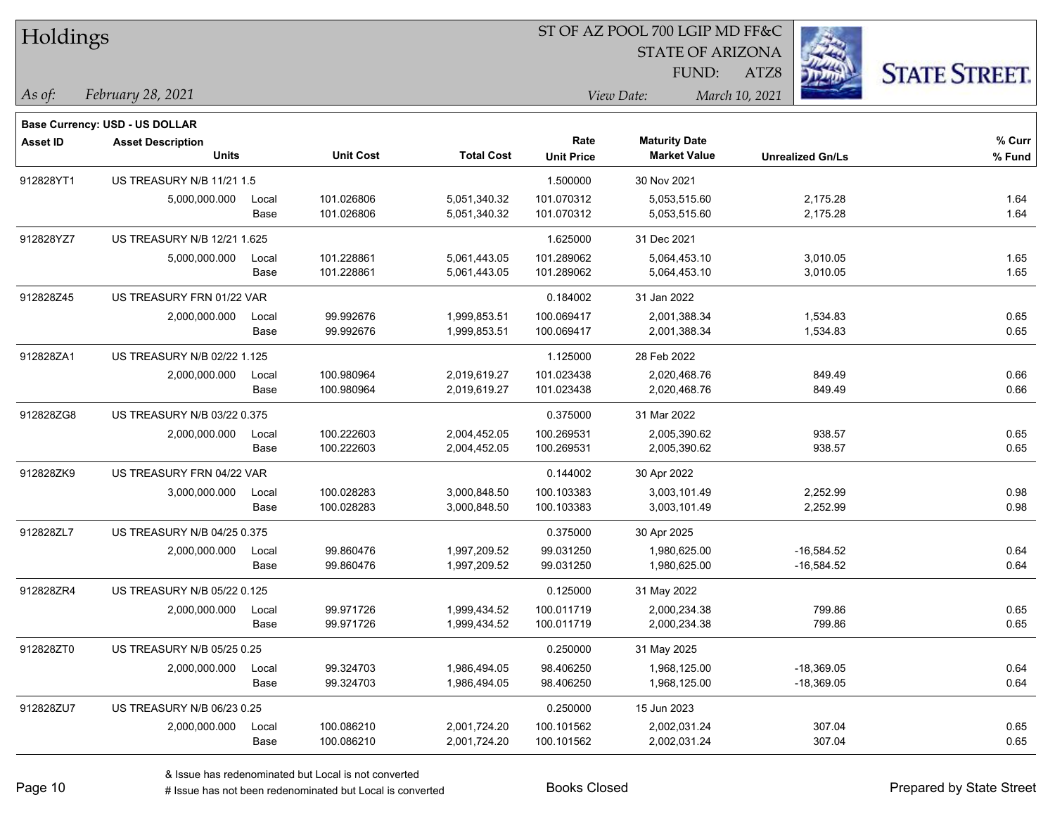# Holdings

ST OF AZ POOL 700 LGIP MD FF&C
STATE OF ARIZONA
FUND: ATZ8

*As of:* *February 28, 2021*

*View Date:* *March 10, 2021*

**Base Currency: USD - US DOLLAR**

| Asset ID | Asset Description / Units | | Unit Cost | Total Cost | Rate / Unit Price | Maturity Date / Market Value | Unrealized Gn/Ls | % Curr / % Fund |
|---|---|---|---|---|---|---|---|---|
| 912828YT1 | US TREASURY N/B 11/21 1.5 | | | | 1.500000 | 30 Nov 2021 | | |
| | 5,000,000.000 | Local | 101.026806 | 5,051,340.32 | 101.070312 | 5,053,515.60 | 2,175.28 | 1.64 |
| | | Base | 101.026806 | 5,051,340.32 | 101.070312 | 5,053,515.60 | 2,175.28 | 1.64 |
| 912828YZ7 | US TREASURY N/B 12/21 1.625 | | | | 1.625000 | 31 Dec 2021 | | |
| | 5,000,000.000 | Local | 101.228861 | 5,061,443.05 | 101.289062 | 5,064,453.10 | 3,010.05 | 1.65 |
| | | Base | 101.228861 | 5,061,443.05 | 101.289062 | 5,064,453.10 | 3,010.05 | 1.65 |
| 912828Z45 | US TREASURY FRN 01/22 VAR | | | | 0.184002 | 31 Jan 2022 | | |
| | 2,000,000.000 | Local | 99.992676 | 1,999,853.51 | 100.069417 | 2,001,388.34 | 1,534.83 | 0.65 |
| | | Base | 99.992676 | 1,999,853.51 | 100.069417 | 2,001,388.34 | 1,534.83 | 0.65 |
| 912828ZA1 | US TREASURY N/B 02/22 1.125 | | | | 1.125000 | 28 Feb 2022 | | |
| | 2,000,000.000 | Local | 100.980964 | 2,019,619.27 | 101.023438 | 2,020,468.76 | 849.49 | 0.66 |
| | | Base | 100.980964 | 2,019,619.27 | 101.023438 | 2,020,468.76 | 849.49 | 0.66 |
| 912828ZG8 | US TREASURY N/B 03/22 0.375 | | | | 0.375000 | 31 Mar 2022 | | |
| | 2,000,000.000 | Local | 100.222603 | 2,004,452.05 | 100.269531 | 2,005,390.62 | 938.57 | 0.65 |
| | | Base | 100.222603 | 2,004,452.05 | 100.269531 | 2,005,390.62 | 938.57 | 0.65 |
| 912828ZK9 | US TREASURY FRN 04/22 VAR | | | | 0.144002 | 30 Apr 2022 | | |
| | 3,000,000.000 | Local | 100.028283 | 3,000,848.50 | 100.103383 | 3,003,101.49 | 2,252.99 | 0.98 |
| | | Base | 100.028283 | 3,000,848.50 | 100.103383 | 3,003,101.49 | 2,252.99 | 0.98 |
| 912828ZL7 | US TREASURY N/B 04/25 0.375 | | | | 0.375000 | 30 Apr 2025 | | |
| | 2,000,000.000 | Local | 99.860476 | 1,997,209.52 | 99.031250 | 1,980,625.00 | -16,584.52 | 0.64 |
| | | Base | 99.860476 | 1,997,209.52 | 99.031250 | 1,980,625.00 | -16,584.52 | 0.64 |
| 912828ZR4 | US TREASURY N/B 05/22 0.125 | | | | 0.125000 | 31 May 2022 | | |
| | 2,000,000.000 | Local | 99.971726 | 1,999,434.52 | 100.011719 | 2,000,234.38 | 799.86 | 0.65 |
| | | Base | 99.971726 | 1,999,434.52 | 100.011719 | 2,000,234.38 | 799.86 | 0.65 |
| 912828ZT0 | US TREASURY N/B 05/25 0.25 | | | | 0.250000 | 31 May 2025 | | |
| | 2,000,000.000 | Local | 99.324703 | 1,986,494.05 | 98.406250 | 1,968,125.00 | -18,369.05 | 0.64 |
| | | Base | 99.324703 | 1,986,494.05 | 98.406250 | 1,968,125.00 | -18,369.05 | 0.64 |
| 912828ZU7 | US TREASURY N/B 06/23 0.25 | | | | 0.250000 | 15 Jun 2023 | | |
| | 2,000,000.000 | Local | 100.086210 | 2,001,724.20 | 100.101562 | 2,002,031.24 | 307.04 | 0.65 |
| | | Base | 100.086210 | 2,001,724.20 | 100.101562 | 2,002,031.24 | 307.04 | 0.65 |

& Issue has redenominated but Local is not converted
# Issue has not been redenominated but Local is converted

Books Closed

Prepared by State Street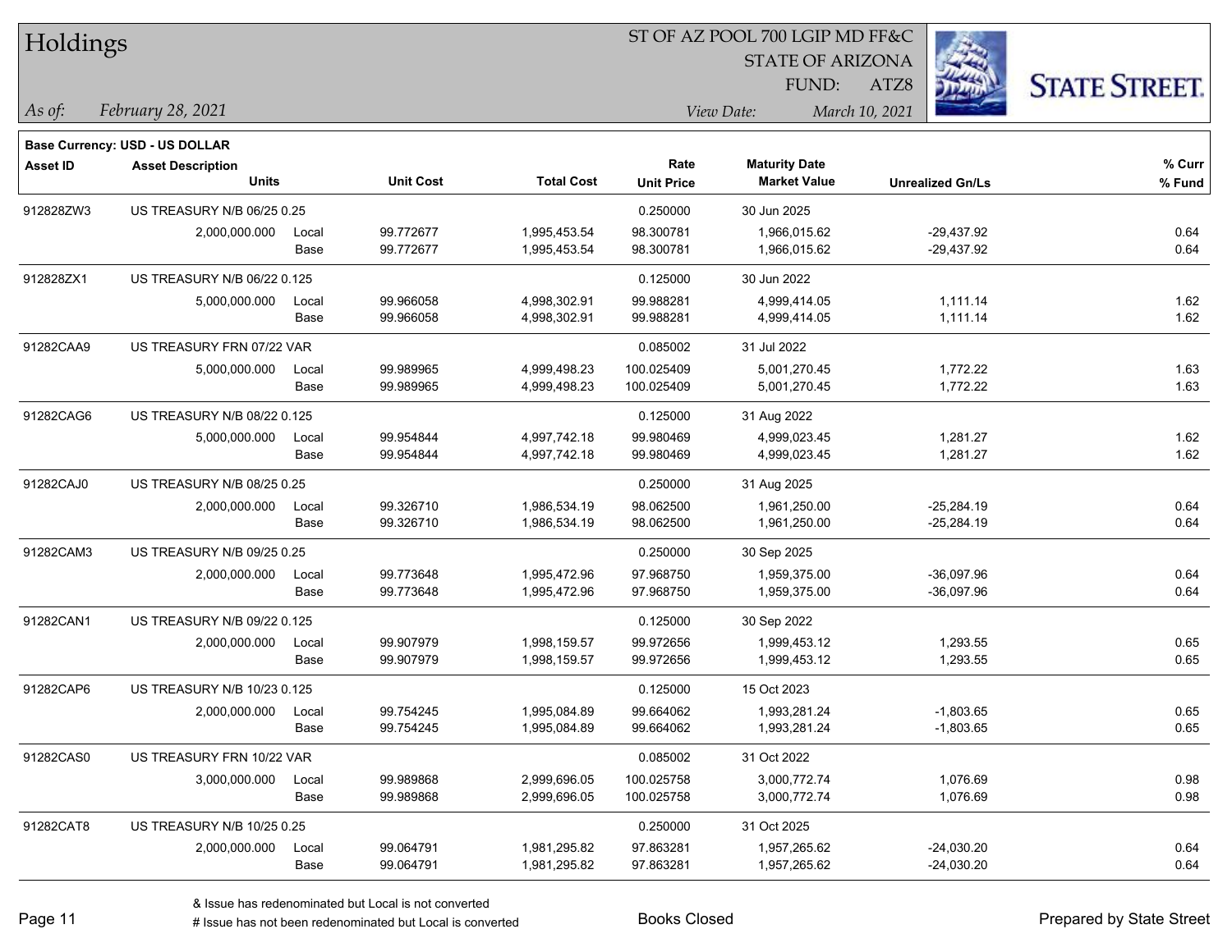# Holdings

ST OF AZ POOL 700 LGIP MD FF&C
STATE OF ARIZONA
FUND: ATZ8

*As of:* *February 28, 2021*
*View Date:* *March 10, 2021*

**STATE STREET.**

**Base Currency: USD - US DOLLAR**

| Asset ID | Asset Description / Units | | Unit Cost | Total Cost | Rate / Unit Price | Maturity Date / Market Value | Unrealized Gn/Ls | % Curr / % Fund |
|---|---|---|---|---|---|---|---|---|
| 912828ZW3 | US TREASURY N/B 06/25 0.25 | | | | 0.250000 | 30 Jun 2025 | | |
| | 2,000,000.000 | Local | 99.772677 | 1,995,453.54 | 98.300781 | 1,966,015.62 | -29,437.92 | 0.64 |
| | | Base | 99.772677 | 1,995,453.54 | 98.300781 | 1,966,015.62 | -29,437.92 | 0.64 |
| 912828ZX1 | US TREASURY N/B 06/22 0.125 | | | | 0.125000 | 30 Jun 2022 | | |
| | 5,000,000.000 | Local | 99.966058 | 4,998,302.91 | 99.988281 | 4,999,414.05 | 1,111.14 | 1.62 |
| | | Base | 99.966058 | 4,998,302.91 | 99.988281 | 4,999,414.05 | 1,111.14 | 1.62 |
| 91282CAA9 | US TREASURY FRN 07/22 VAR | | | | 0.085002 | 31 Jul 2022 | | |
| | 5,000,000.000 | Local | 99.989965 | 4,999,498.23 | 100.025409 | 5,001,270.45 | 1,772.22 | 1.63 |
| | | Base | 99.989965 | 4,999,498.23 | 100.025409 | 5,001,270.45 | 1,772.22 | 1.63 |
| 91282CAG6 | US TREASURY N/B 08/22 0.125 | | | | 0.125000 | 31 Aug 2022 | | |
| | 5,000,000.000 | Local | 99.954844 | 4,997,742.18 | 99.980469 | 4,999,023.45 | 1,281.27 | 1.62 |
| | | Base | 99.954844 | 4,997,742.18 | 99.980469 | 4,999,023.45 | 1,281.27 | 1.62 |
| 91282CAJ0 | US TREASURY N/B 08/25 0.25 | | | | 0.250000 | 31 Aug 2025 | | |
| | 2,000,000.000 | Local | 99.326710 | 1,986,534.19 | 98.062500 | 1,961,250.00 | -25,284.19 | 0.64 |
| | | Base | 99.326710 | 1,986,534.19 | 98.062500 | 1,961,250.00 | -25,284.19 | 0.64 |
| 91282CAM3 | US TREASURY N/B 09/25 0.25 | | | | 0.250000 | 30 Sep 2025 | | |
| | 2,000,000.000 | Local | 99.773648 | 1,995,472.96 | 97.968750 | 1,959,375.00 | -36,097.96 | 0.64 |
| | | Base | 99.773648 | 1,995,472.96 | 97.968750 | 1,959,375.00 | -36,097.96 | 0.64 |
| 91282CAN1 | US TREASURY N/B 09/22 0.125 | | | | 0.125000 | 30 Sep 2022 | | |
| | 2,000,000.000 | Local | 99.907979 | 1,998,159.57 | 99.972656 | 1,999,453.12 | 1,293.55 | 0.65 |
| | | Base | 99.907979 | 1,998,159.57 | 99.972656 | 1,999,453.12 | 1,293.55 | 0.65 |
| 91282CAP6 | US TREASURY N/B 10/23 0.125 | | | | 0.125000 | 15 Oct 2023 | | |
| | 2,000,000.000 | Local | 99.754245 | 1,995,084.89 | 99.664062 | 1,993,281.24 | -1,803.65 | 0.65 |
| | | Base | 99.754245 | 1,995,084.89 | 99.664062 | 1,993,281.24 | -1,803.65 | 0.65 |
| 91282CAS0 | US TREASURY FRN 10/22 VAR | | | | 0.085002 | 31 Oct 2022 | | |
| | 3,000,000.000 | Local | 99.989868 | 2,999,696.05 | 100.025758 | 3,000,772.74 | 1,076.69 | 0.98 |
| | | Base | 99.989868 | 2,999,696.05 | 100.025758 | 3,000,772.74 | 1,076.69 | 0.98 |
| 91282CAT8 | US TREASURY N/B 10/25 0.25 | | | | 0.250000 | 31 Oct 2025 | | |
| | 2,000,000.000 | Local | 99.064791 | 1,981,295.82 | 97.863281 | 1,957,265.62 | -24,030.20 | 0.64 |
| | | Base | 99.064791 | 1,981,295.82 | 97.863281 | 1,957,265.62 | -24,030.20 | 0.64 |

& Issue has redenominated but Local is not converted
# Issue has not been redenominated but Local is converted

Books Closed

Prepared by State Street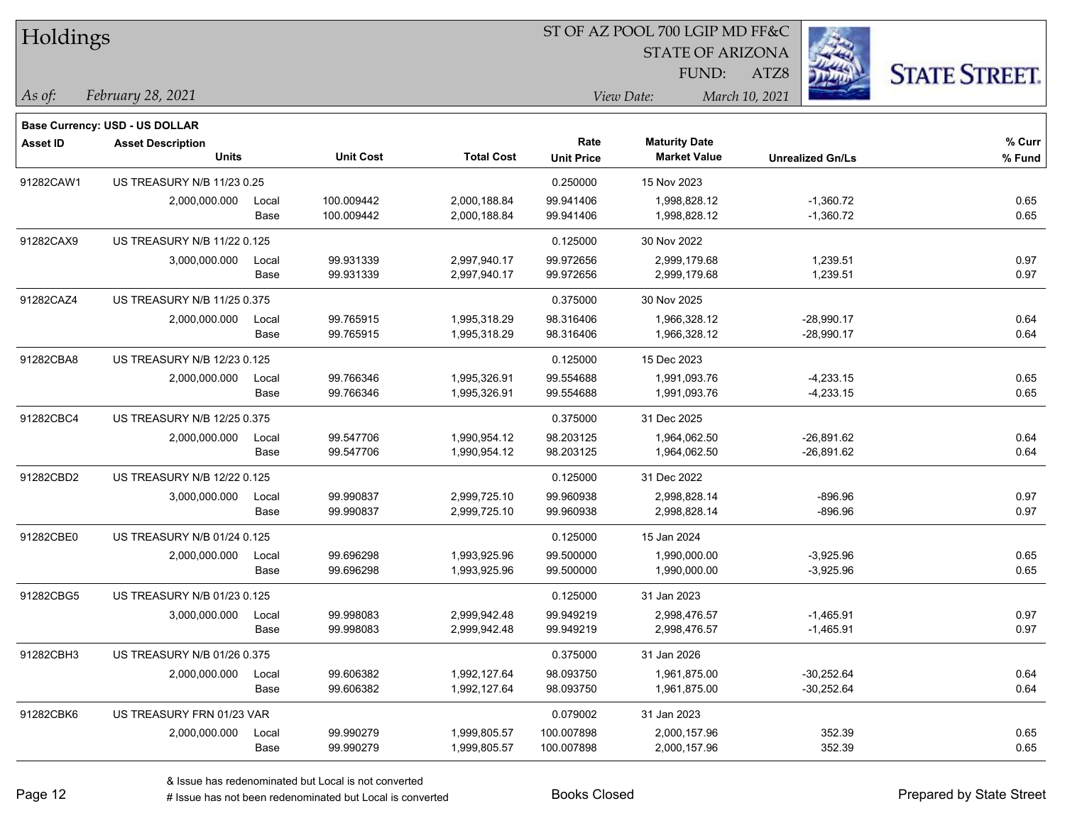# Holdings

ST OF AZ POOL 700 LGIP MD FF&C
STATE OF ARIZONA
FUND: ATZ8

*As of:* *February 28, 2021*
*View Date:* *March 10, 2021*

STATE STREET.

**Base Currency: USD - US DOLLAR**

| Asset ID | Asset Description / Units | | Unit Cost | Total Cost | Rate / Unit Price | Maturity Date / Market Value | Unrealized Gn/Ls | % Curr / % Fund |
|---|---|---|---|---|---|---|---|---|
| 91282CAW1 | US TREASURY N/B 11/23 0.25 | | | | 0.250000 | 15 Nov 2023 | | |
| | 2,000,000.000 | Local | 100.009442 | 2,000,188.84 | 99.941406 | 1,998,828.12 | -1,360.72 | 0.65 |
| | | Base | 100.009442 | 2,000,188.84 | 99.941406 | 1,998,828.12 | -1,360.72 | 0.65 |
| 91282CAX9 | US TREASURY N/B 11/22 0.125 | | | | 0.125000 | 30 Nov 2022 | | |
| | 3,000,000.000 | Local | 99.931339 | 2,997,940.17 | 99.972656 | 2,999,179.68 | 1,239.51 | 0.97 |
| | | Base | 99.931339 | 2,997,940.17 | 99.972656 | 2,999,179.68 | 1,239.51 | 0.97 |
| 91282CAZ4 | US TREASURY N/B 11/25 0.375 | | | | 0.375000 | 30 Nov 2025 | | |
| | 2,000,000.000 | Local | 99.765915 | 1,995,318.29 | 98.316406 | 1,966,328.12 | -28,990.17 | 0.64 |
| | | Base | 99.765915 | 1,995,318.29 | 98.316406 | 1,966,328.12 | -28,990.17 | 0.64 |
| 91282CBA8 | US TREASURY N/B 12/23 0.125 | | | | 0.125000 | 15 Dec 2023 | | |
| | 2,000,000.000 | Local | 99.766346 | 1,995,326.91 | 99.554688 | 1,991,093.76 | -4,233.15 | 0.65 |
| | | Base | 99.766346 | 1,995,326.91 | 99.554688 | 1,991,093.76 | -4,233.15 | 0.65 |
| 91282CBC4 | US TREASURY N/B 12/25 0.375 | | | | 0.375000 | 31 Dec 2025 | | |
| | 2,000,000.000 | Local | 99.547706 | 1,990,954.12 | 98.203125 | 1,964,062.50 | -26,891.62 | 0.64 |
| | | Base | 99.547706 | 1,990,954.12 | 98.203125 | 1,964,062.50 | -26,891.62 | 0.64 |
| 91282CBD2 | US TREASURY N/B 12/22 0.125 | | | | 0.125000 | 31 Dec 2022 | | |
| | 3,000,000.000 | Local | 99.990837 | 2,999,725.10 | 99.960938 | 2,998,828.14 | -896.96 | 0.97 |
| | | Base | 99.990837 | 2,999,725.10 | 99.960938 | 2,998,828.14 | -896.96 | 0.97 |
| 91282CBE0 | US TREASURY N/B 01/24 0.125 | | | | 0.125000 | 15 Jan 2024 | | |
| | 2,000,000.000 | Local | 99.696298 | 1,993,925.96 | 99.500000 | 1,990,000.00 | -3,925.96 | 0.65 |
| | | Base | 99.696298 | 1,993,925.96 | 99.500000 | 1,990,000.00 | -3,925.96 | 0.65 |
| 91282CBG5 | US TREASURY N/B 01/23 0.125 | | | | 0.125000 | 31 Jan 2023 | | |
| | 3,000,000.000 | Local | 99.998083 | 2,999,942.48 | 99.949219 | 2,998,476.57 | -1,465.91 | 0.97 |
| | | Base | 99.998083 | 2,999,942.48 | 99.949219 | 2,998,476.57 | -1,465.91 | 0.97 |
| 91282CBH3 | US TREASURY N/B 01/26 0.375 | | | | 0.375000 | 31 Jan 2026 | | |
| | 2,000,000.000 | Local | 99.606382 | 1,992,127.64 | 98.093750 | 1,961,875.00 | -30,252.64 | 0.64 |
| | | Base | 99.606382 | 1,992,127.64 | 98.093750 | 1,961,875.00 | -30,252.64 | 0.64 |
| 91282CBK6 | US TREASURY FRN 01/23 VAR | | | | 0.079002 | 31 Jan 2023 | | |
| | 2,000,000.000 | Local | 99.990279 | 1,999,805.57 | 100.007898 | 2,000,157.96 | 352.39 | 0.65 |
| | | Base | 99.990279 | 1,999,805.57 | 100.007898 | 2,000,157.96 | 352.39 | 0.65 |

& Issue has redenominated but Local is not converted
# Issue has not been redenominated but Local is converted

Books Closed

Prepared by State Street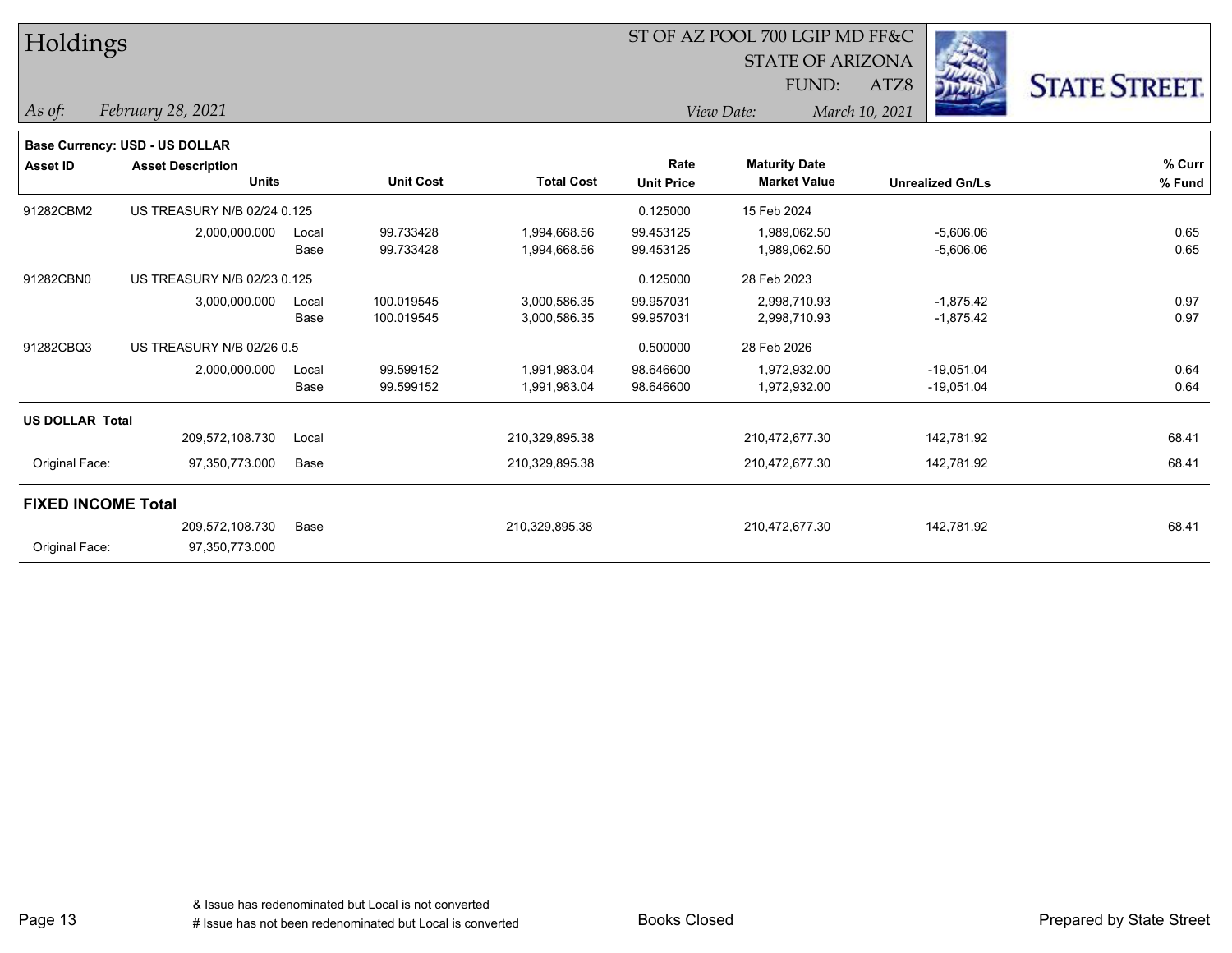# Holdings

ST OF AZ POOL 700 LGIP MD FF&C
STATE OF ARIZONA
FUND: ATZ8

*As of:* *February 28, 2021*

*View Date:* *March 10, 2021*

**Base Currency: USD - US DOLLAR**

| Asset ID | Asset Description / Units | | Unit Cost | Total Cost | Rate / Unit Price | Maturity Date / Market Value | Unrealized Gn/Ls | % Curr / % Fund |
|---|---|---|---|---|---|---|---|---|
| 91282CBM2 | US TREASURY N/B 02/24 0.125 | | | | 0.125000 | 15 Feb 2024 | | |
| | 2,000,000.000 | Local | 99.733428 | 1,994,668.56 | 99.453125 | 1,989,062.50 | -5,606.06 | 0.65 |
| | | Base | 99.733428 | 1,994,668.56 | 99.453125 | 1,989,062.50 | -5,606.06 | 0.65 |
| 91282CBN0 | US TREASURY N/B 02/23 0.125 | | | | 0.125000 | 28 Feb 2023 | | |
| | 3,000,000.000 | Local | 100.019545 | 3,000,586.35 | 99.957031 | 2,998,710.93 | -1,875.42 | 0.97 |
| | | Base | 100.019545 | 3,000,586.35 | 99.957031 | 2,998,710.93 | -1,875.42 | 0.97 |
| 91282CBQ3 | US TREASURY N/B 02/26 0.5 | | | | 0.500000 | 28 Feb 2026 | | |
| | 2,000,000.000 | Local | 99.599152 | 1,991,983.04 | 98.646600 | 1,972,932.00 | -19,051.04 | 0.64 |
| | | Base | 99.599152 | 1,991,983.04 | 98.646600 | 1,972,932.00 | -19,051.04 | 0.64 |
| **US DOLLAR Total** | | | | | | | | |
| | 209,572,108.730 | Local | | 210,329,895.38 | | 210,472,677.30 | 142,781.92 | 68.41 |
| Original Face: | 97,350,773.000 | Base | | 210,329,895.38 | | 210,472,677.30 | 142,781.92 | 68.41 |
| **FIXED INCOME Total** | | | | | | | | |
| | 209,572,108.730 | Base | | 210,329,895.38 | | 210,472,677.30 | 142,781.92 | 68.41 |
| Original Face: | 97,350,773.000 | | | | | | | |

& Issue has redenominated but Local is not converted
# Issue has not been redenominated but Local is converted

Books Closed

Prepared by State Street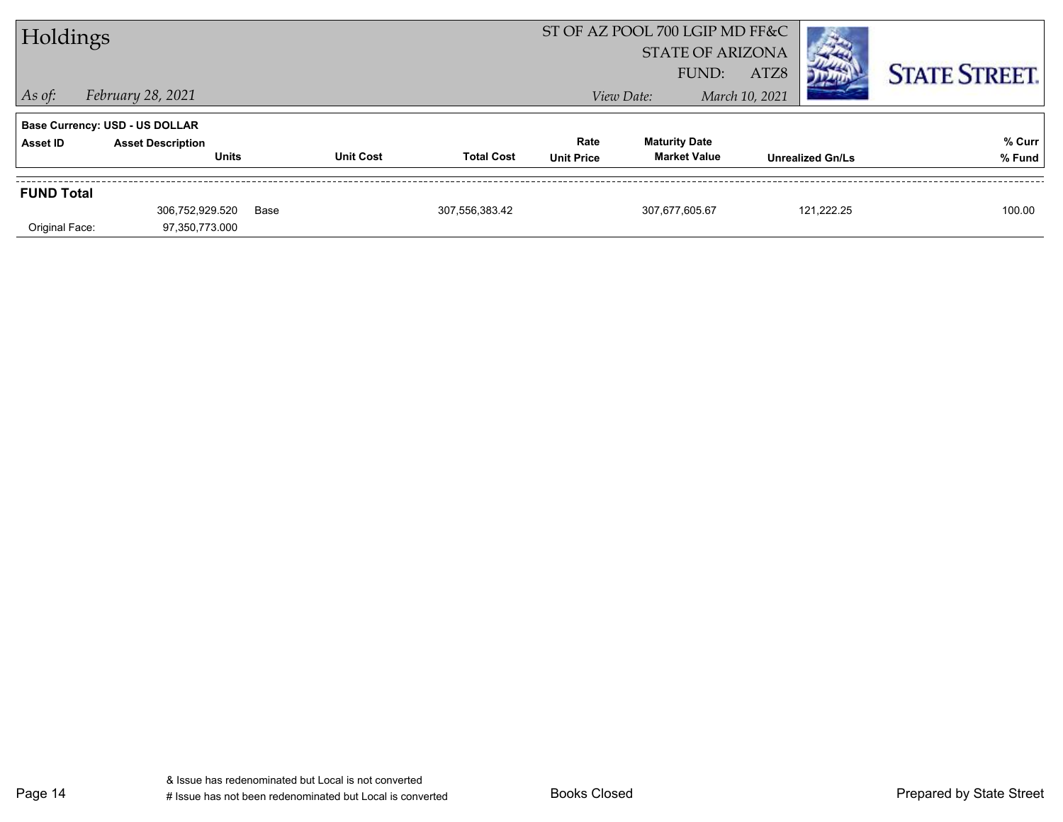# Holdings

ST OF AZ POOL 700 LGIP MD FF&C
STATE OF ARIZONA
FUND: ATZ8

*As of:* *February 28, 2021*

*View Date:* *March 10, 2021*

STATE STREET.

**Base Currency: USD - US DOLLAR**

| Asset ID | Asset Description / Units | Unit Cost | Total Cost | Rate / Unit Price | Maturity Date / Market Value | Unrealized Gn/Ls | % Curr / % Fund |
|---|---|---|---|---|---|---|---|
| **FUND Total** | | | | | | | |
| | 306,752,929.520 | Base | 307,556,383.42 | | 307,677,605.67 | 121,222.25 | 100.00 |
| Original Face: | 97,350,773.000 | | | | | | |

& Issue has redenominated but Local is not converted
# Issue has not been redenominated but Local is converted

Books Closed

Prepared by State Street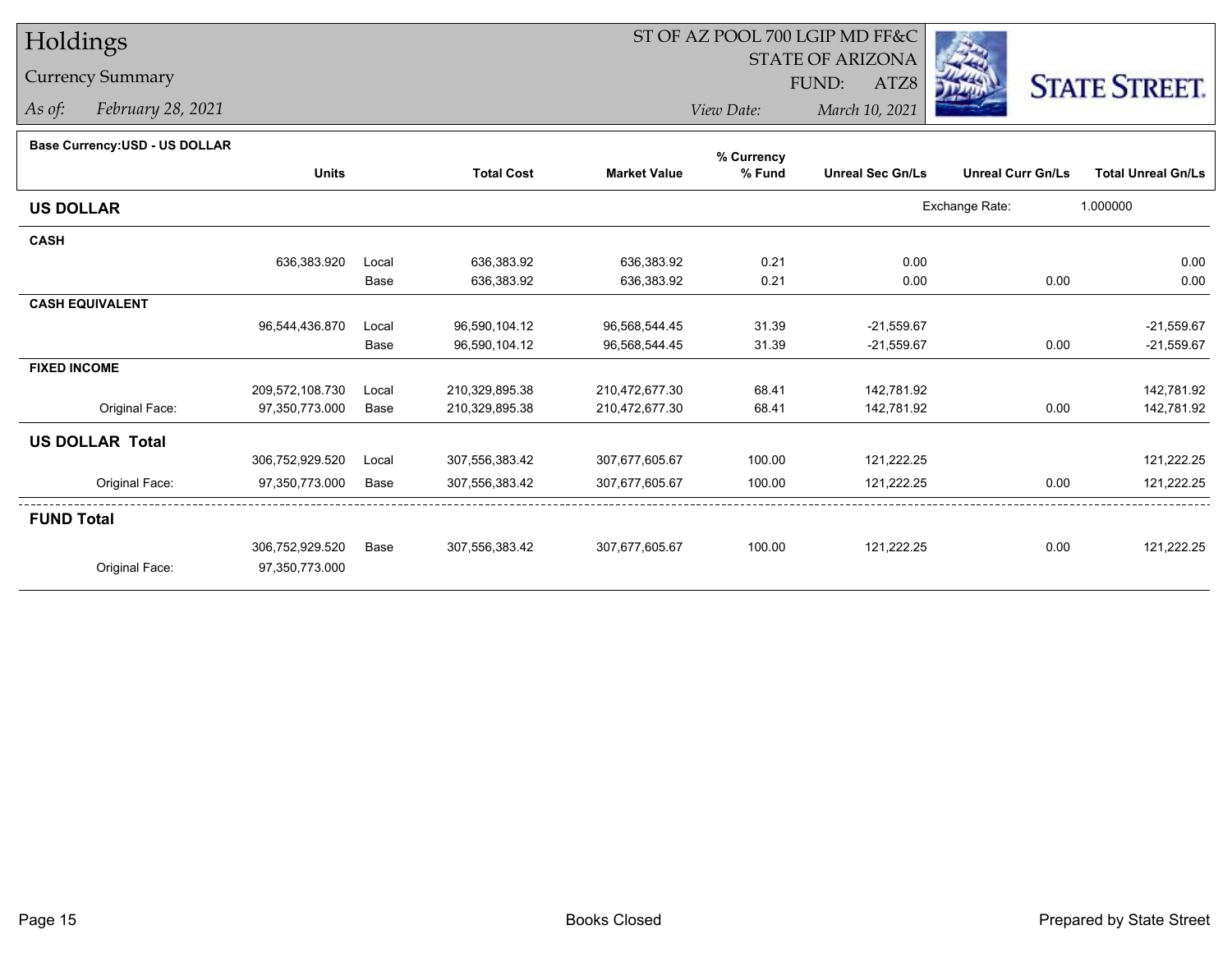# Holdings

## Currency Summary

*As of:* February 28, 2021

ST OF AZ POOL 700 LGIP MD FF&C
STATE OF ARIZONA
FUND: ATZ8
*View Date:* March 10, 2021

STATE STREET.

**Base Currency:USD - US DOLLAR**

| | Units | | Total Cost | Market Value | % Currency % Fund | Unreal Sec Gn/Ls | Unreal Curr Gn/Ls | Total Unreal Gn/Ls |
|---|---|---|---|---|---|---|---|---|
| **US DOLLAR** | | | | | | Exchange Rate: | 1.000000 | |
| **CASH** | | | | | | | | |
| | 636,383.920 | Local | 636,383.92 | 636,383.92 | 0.21 | 0.00 | | 0.00 |
| | | Base | 636,383.92 | 636,383.92 | 0.21 | 0.00 | 0.00 | 0.00 |
| **CASH EQUIVALENT** | | | | | | | | |
| | 96,544,436.870 | Local | 96,590,104.12 | 96,568,544.45 | 31.39 | -21,559.67 | | -21,559.67 |
| | | Base | 96,590,104.12 | 96,568,544.45 | 31.39 | -21,559.67 | 0.00 | -21,559.67 |
| **FIXED INCOME** | | | | | | | | |
| | 209,572,108.730 | Local | 210,329,895.38 | 210,472,677.30 | 68.41 | 142,781.92 | | 142,781.92 |
| Original Face: | 97,350,773.000 | Base | 210,329,895.38 | 210,472,677.30 | 68.41 | 142,781.92 | 0.00 | 142,781.92 |
| **US DOLLAR Total** | | | | | | | | |
| | 306,752,929.520 | Local | 307,556,383.42 | 307,677,605.67 | 100.00 | 121,222.25 | | 121,222.25 |
| Original Face: | 97,350,773.000 | Base | 307,556,383.42 | 307,677,605.67 | 100.00 | 121,222.25 | 0.00 | 121,222.25 |
| **FUND Total** | | | | | | | | |
| | 306,752,929.520 | Base | 307,556,383.42 | 307,677,605.67 | 100.00 | 121,222.25 | 0.00 | 121,222.25 |
| Original Face: | 97,350,773.000 | | | | | | | |

Books Closed

Prepared by State Street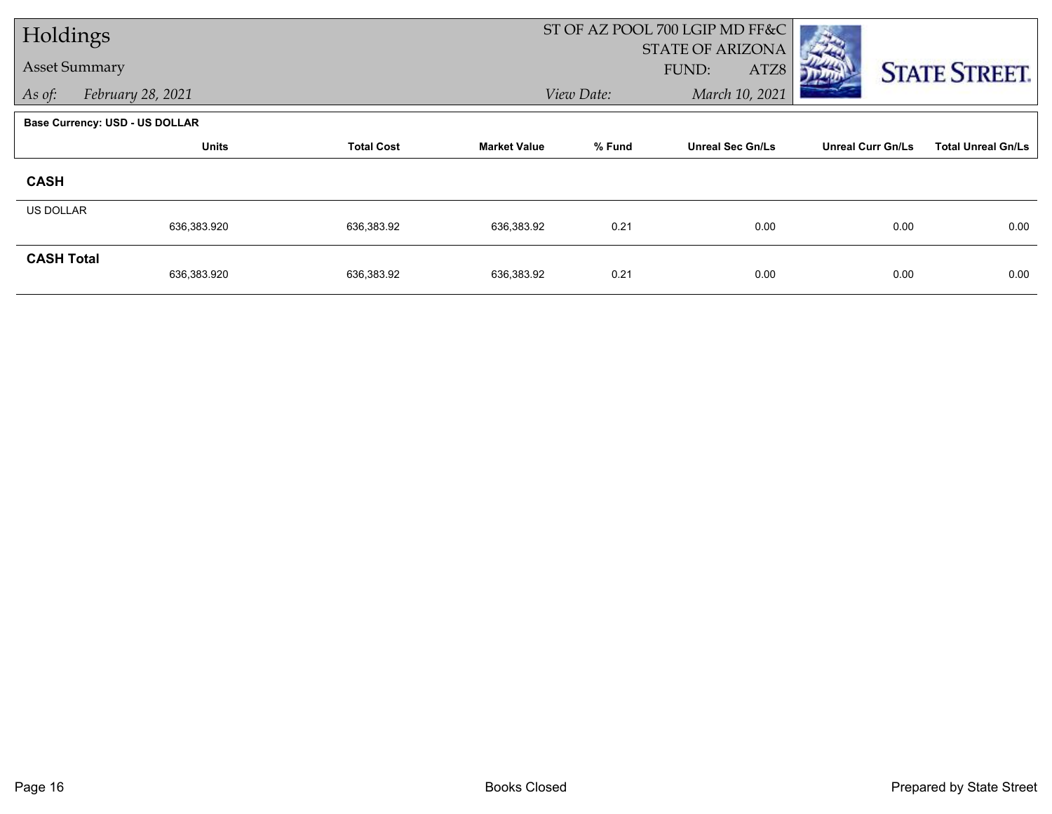# Holdings

Asset Summary

*As of:* *February 28, 2021*

ST OF AZ POOL 700 LGIP MD FF&C
STATE OF ARIZONA
FUND: ATZ8
*View Date:* *March 10, 2021*

**Base Currency: USD - US DOLLAR**

| | Units | Total Cost | Market Value | % Fund | Unreal Sec Gn/Ls | Unreal Curr Gn/Ls | Total Unreal Gn/Ls |
|---|---|---|---|---|---|---|---|
| **CASH** | | | | | | | |
| US DOLLAR | 636,383.920 | 636,383.92 | 636,383.92 | 0.21 | 0.00 | 0.00 | 0.00 |
| **CASH Total** | 636,383.920 | 636,383.92 | 636,383.92 | 0.21 | 0.00 | 0.00 | 0.00 |

Books Closed

Prepared by State Street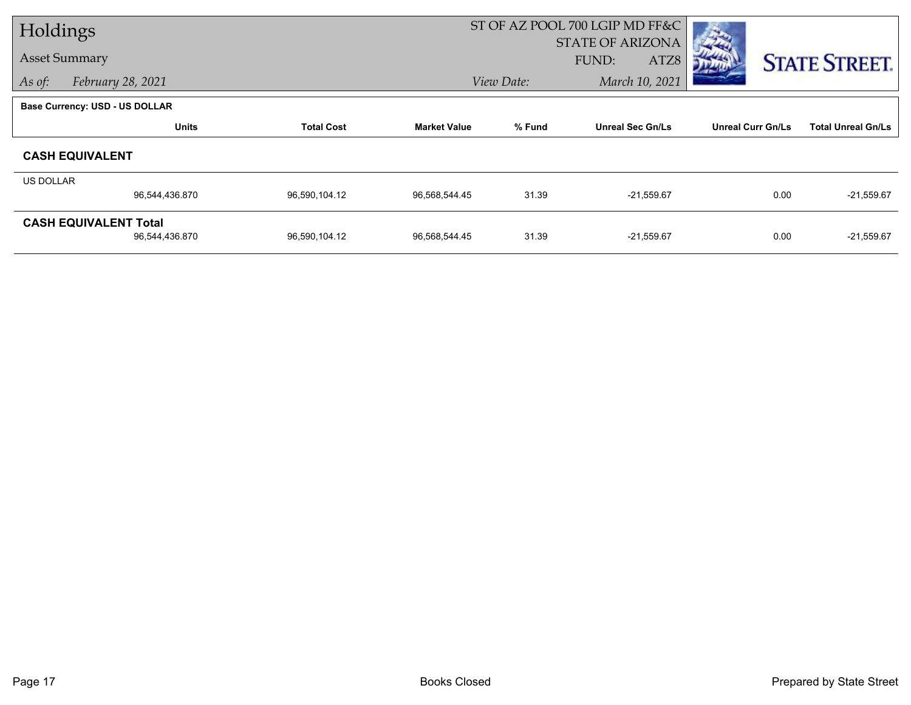# Holdings

Asset Summary

*As of:* *February 28, 2021*

ST OF AZ POOL 700 LGIP MD FF&C
STATE OF ARIZONA
FUND: ATZ8

*View Date:* *March 10, 2021*

**Base Currency: USD - US DOLLAR**

| | Units | Total Cost | Market Value | % Fund | Unreal Sec Gn/Ls | Unreal Curr Gn/Ls | Total Unreal Gn/Ls |
|---|---|---|---|---|---|---|---|
| **CASH EQUIVALENT** | | | | | | | |
| US DOLLAR | 96,544,436.870 | 96,590,104.12 | 96,568,544.45 | 31.39 | -21,559.67 | 0.00 | -21,559.67 |
| **CASH EQUIVALENT Total** | 96,544,436.870 | 96,590,104.12 | 96,568,544.45 | 31.39 | -21,559.67 | 0.00 | -21,559.67 |

Books Closed

Prepared by State Street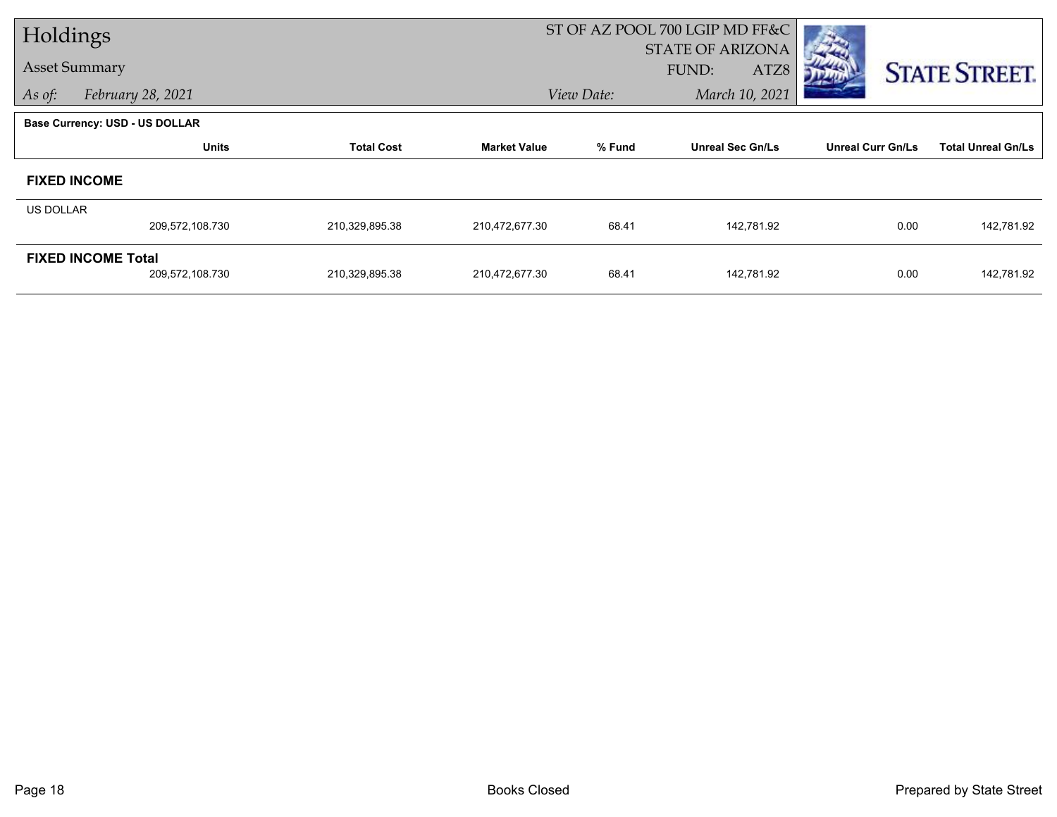# Holdings

## Asset Summary

ST OF AZ POOL 700 LGIP MD FF&C
STATE OF ARIZONA
FUND: ATZ8

*As of:* *February 28, 2021*

*View Date:* *March 10, 2021*

**Base Currency: USD - US DOLLAR**

| | Units | Total Cost | Market Value | % Fund | Unreal Sec Gn/Ls | Unreal Curr Gn/Ls | Total Unreal Gn/Ls |
|---|---|---|---|---|---|---|---|
| **FIXED INCOME** | | | | | | | |
| US DOLLAR | 209,572,108.730 | 210,329,895.38 | 210,472,677.30 | 68.41 | 142,781.92 | 0.00 | 142,781.92 |
| **FIXED INCOME Total** | 209,572,108.730 | 210,329,895.38 | 210,472,677.30 | 68.41 | 142,781.92 | 0.00 | 142,781.92 |

Books Closed

Prepared by State Street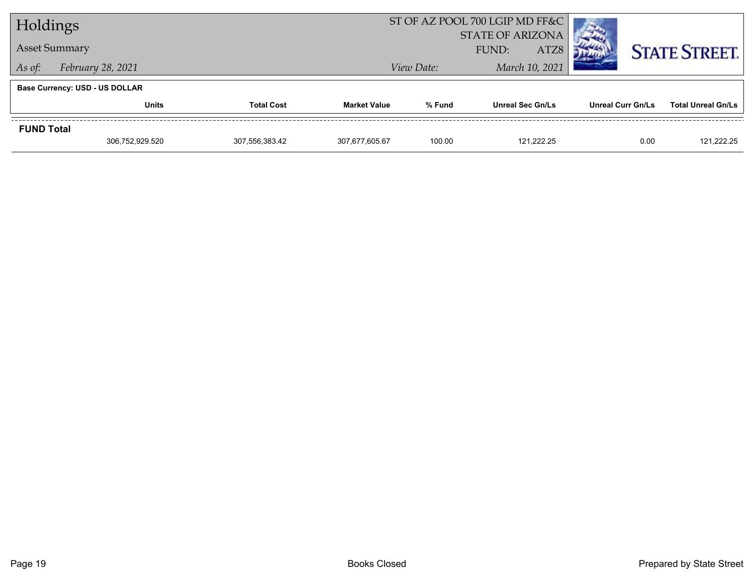# Holdings

## Asset Summary

*As of:* *February 28, 2021*

ST OF AZ POOL 700 LGIP MD FF&C
STATE OF ARIZONA
FUND: ATZ8

*View Date:* *March 10, 2021*

**Base Currency: USD - US DOLLAR**

| | Units | Total Cost | Market Value | % Fund | Unreal Sec Gn/Ls | Unreal Curr Gn/Ls | Total Unreal Gn/Ls |
|---|---|---|---|---|---|---|---|
| **FUND Total** | | | | | | | |
| | 306,752,929.520 | 307,556,383.42 | 307,677,605.67 | 100.00 | 121,222.25 | 0.00 | 121,222.25 |

Books Closed

Prepared by State Street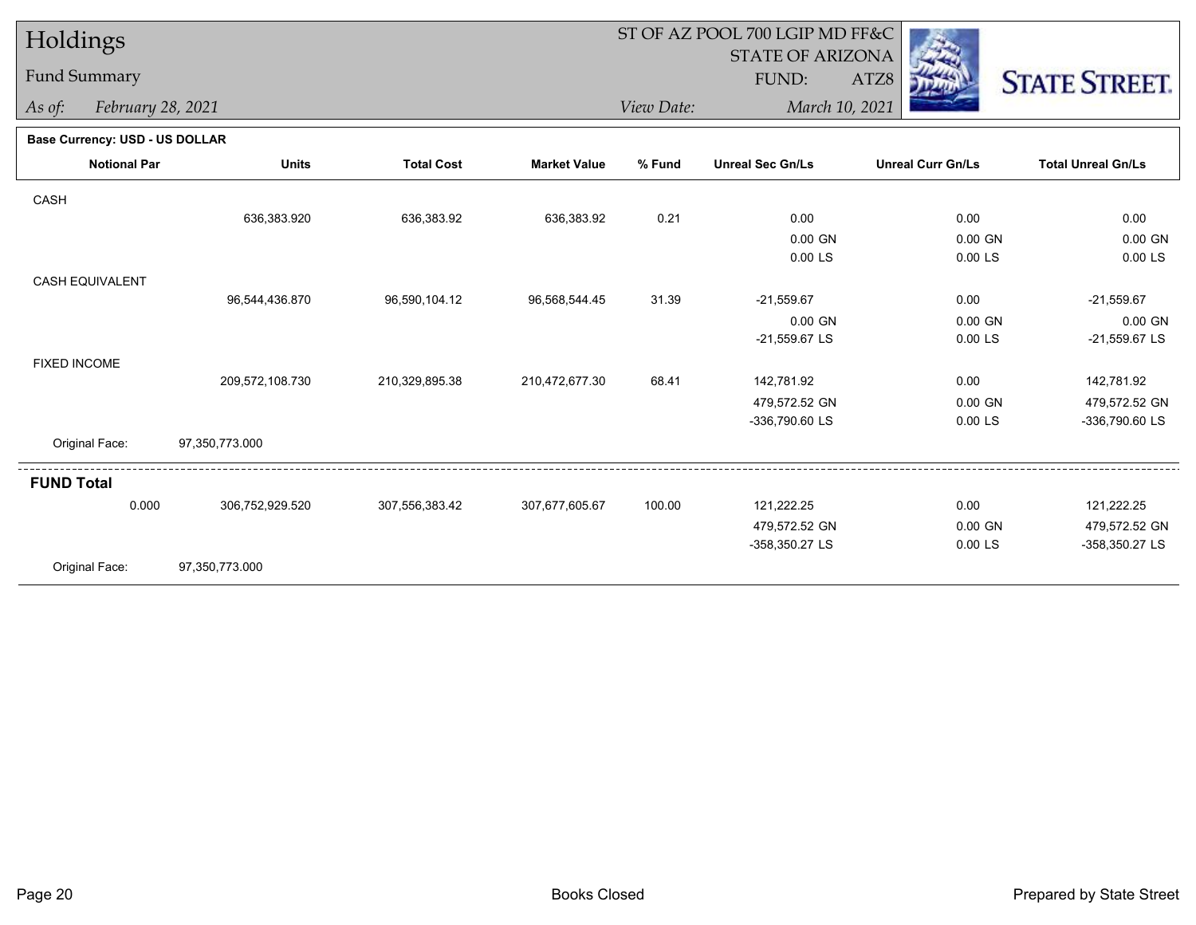# Holdings

Fund Summary

*As of:* *February 28, 2021*

ST OF AZ POOL 700 LGIP MD FF&C
STATE OF ARIZONA
FUND: ATZ8

*View Date:* *March 10, 2021*

STATE STREET.

**Base Currency: USD - US DOLLAR**

| Notional Par | Units | Total Cost | Market Value | % Fund | Unreal Sec Gn/Ls | Unreal Curr Gn/Ls | Total Unreal Gn/Ls |
|---|---|---|---|---|---|---|---|
| CASH | | | | | | | |
| | 636,383.920 | 636,383.92 | 636,383.92 | 0.21 | 0.00 | 0.00 | 0.00 |
| | | | | | 0.00 GN | 0.00 GN | 0.00 GN |
| | | | | | 0.00 LS | 0.00 LS | 0.00 LS |
| CASH EQUIVALENT | | | | | | | |
| | 96,544,436.870 | 96,590,104.12 | 96,568,544.45 | 31.39 | -21,559.67 | 0.00 | -21,559.67 |
| | | | | | 0.00 GN | 0.00 GN | 0.00 GN |
| | | | | | -21,559.67 LS | 0.00 LS | -21,559.67 LS |
| FIXED INCOME | | | | | | | |
| | 209,572,108.730 | 210,329,895.38 | 210,472,677.30 | 68.41 | 142,781.92 | 0.00 | 142,781.92 |
| | | | | | 479,572.52 GN | 0.00 GN | 479,572.52 GN |
| | | | | | -336,790.60 LS | 0.00 LS | -336,790.60 LS |
| Original Face: | 97,350,773.000 | | | | | | |
| **FUND Total** | | | | | | | |
| 0.000 | 306,752,929.520 | 307,556,383.42 | 307,677,605.67 | 100.00 | 121,222.25 | 0.00 | 121,222.25 |
| | | | | | 479,572.52 GN | 0.00 GN | 479,572.52 GN |
| | | | | | -358,350.27 LS | 0.00 LS | -358,350.27 LS |
| Original Face: | 97,350,773.000 | | | | | | |

Books Closed

Prepared by State Street